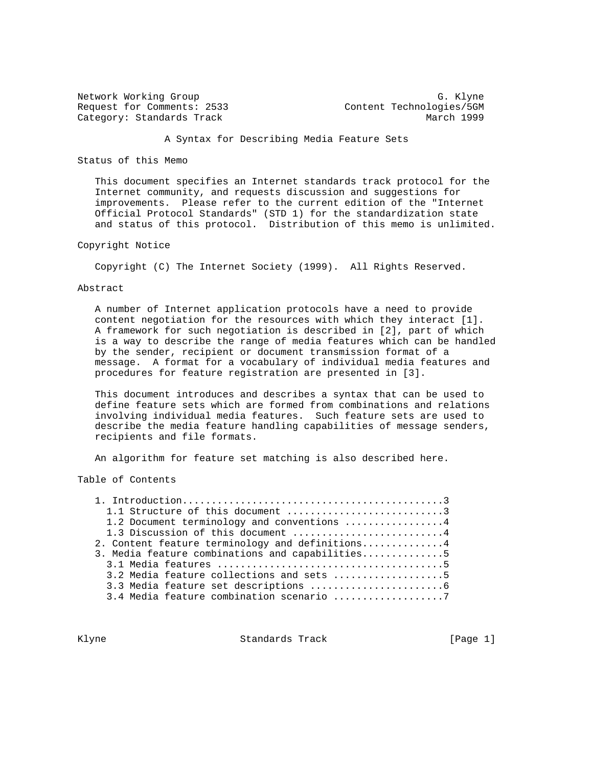Network Working Group G. Klyne
Request for Comments: 2533 Content Technologies/5GM
Category: Standards Track March 1999

# A Syntax for Describing Media Feature Sets

## Status of this Memo

This document specifies an Internet standards track protocol for the Internet community, and requests discussion and suggestions for improvements. Please refer to the current edition of the "Internet Official Protocol Standards" (STD 1) for the standardization state and status of this protocol. Distribution of this memo is unlimited.

## Copyright Notice

Copyright (C) The Internet Society (1999). All Rights Reserved.

## Abstract

A number of Internet application protocols have a need to provide content negotiation for the resources with which they interact [1]. A framework for such negotiation is described in [2], part of which is a way to describe the range of media features which can be handled by the sender, recipient or document transmission format of a message. A format for a vocabulary of individual media features and procedures for feature registration are presented in [3].

This document introduces and describes a syntax that can be used to define feature sets which are formed from combinations and relations involving individual media features. Such feature sets are used to describe the media feature handling capabilities of message senders, recipients and file formats.

An algorithm for feature set matching is also described here.

## Table of Contents

```
1. Introduction............................................3
  1.1 Structure of this document ...........................3
  1.2 Document terminology and conventions ................4
  1.3 Discussion of this document ..........................4
2. Content feature terminology and definitions.............4
3. Media feature combinations and capabilities.............5
  3.1 Media features .......................................5
  3.2 Media feature collections and sets ...................5
  3.3 Media feature set descriptions .......................6
  3.4 Media feature combination scenario ...................7
```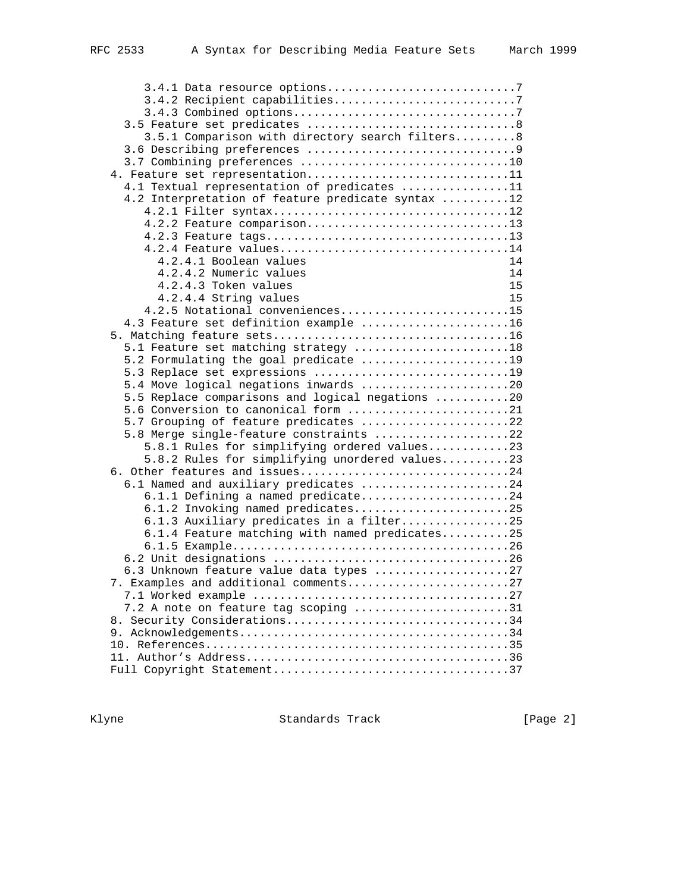```
      3.4.1 Data resource options............................7
      3.4.2 Recipient capabilities...........................7
      3.4.3 Combined options.................................7
   3.5 Feature set predicates ...............................8
      3.5.1 Comparison with directory search filters.........8
   3.6 Describing preferences ...............................9
   3.7 Combining preferences ...............................10
 4. Feature set representation..............................11
   4.1 Textual representation of predicates ................11
   4.2 Interpretation of feature predicate syntax ..........12
      4.2.1 Filter syntax...................................12
      4.2.2 Feature comparison..............................13
      4.2.3 Feature tags....................................13
      4.2.4 Feature values..................................14
        4.2.4.1 Boolean values                              14
        4.2.4.2 Numeric values                              14
        4.2.4.3 Token values                                15
        4.2.4.4 String values                               15
      4.2.5 Notational conveniences.........................15
   4.3 Feature set definition example ......................16
 5. Matching feature sets...................................16
   5.1 Feature set matching strategy .......................18
   5.2 Formulating the goal predicate ......................19
   5.3 Replace set expressions .............................19
   5.4 Move logical negations inwards ......................20
   5.5 Replace comparisons and logical negations ...........20
   5.6 Conversion to canonical form ........................21
   5.7 Grouping of feature predicates ......................22
   5.8 Merge single-feature constraints ....................22
      5.8.1 Rules for simplifying ordered values............23
      5.8.2 Rules for simplifying unordered values..........23
 6. Other features and issues...............................24
   6.1 Named and auxiliary predicates ......................24
      6.1.1 Defining a named predicate......................24
      6.1.2 Invoking named predicates.......................25
      6.1.3 Auxiliary predicates in a filter................25
      6.1.4 Feature matching with named predicates..........25
      6.1.5 Example.........................................26
   6.2 Unit designations ...................................26
   6.3 Unknown feature value data types ....................27
 7. Examples and additional comments........................27
   7.1 Worked example ......................................27
   7.2 A note on feature tag scoping .......................31
 8. Security Considerations.................................34
 9. Acknowledgements........................................34
 10. References.............................................35
 11. Author's Address.......................................36
 Full Copyright Statement...................................37
```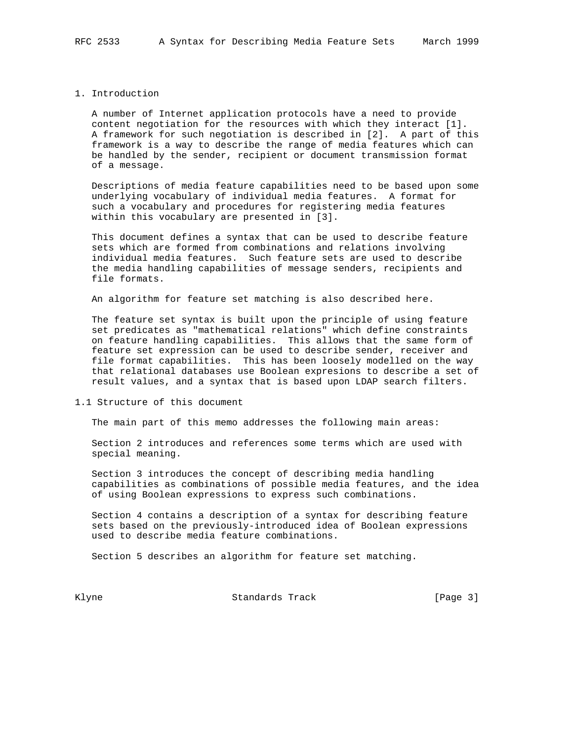# 1. Introduction

A number of Internet application protocols have a need to provide content negotiation for the resources with which they interact [1]. A framework for such negotiation is described in [2]. A part of this framework is a way to describe the range of media features which can be handled by the sender, recipient or document transmission format of a message.

Descriptions of media feature capabilities need to be based upon some underlying vocabulary of individual media features. A format for such a vocabulary and procedures for registering media features within this vocabulary are presented in [3].

This document defines a syntax that can be used to describe feature sets which are formed from combinations and relations involving individual media features. Such feature sets are used to describe the media handling capabilities of message senders, recipients and file formats.

An algorithm for feature set matching is also described here.

The feature set syntax is built upon the principle of using feature set predicates as "mathematical relations" which define constraints on feature handling capabilities. This allows that the same form of feature set expression can be used to describe sender, receiver and file format capabilities. This has been loosely modelled on the way that relational databases use Boolean expresions to describe a set of result values, and a syntax that is based upon LDAP search filters.

## 1.1 Structure of this document

The main part of this memo addresses the following main areas:

Section 2 introduces and references some terms which are used with special meaning.

Section 3 introduces the concept of describing media handling capabilities as combinations of possible media features, and the idea of using Boolean expressions to express such combinations.

Section 4 contains a description of a syntax for describing feature sets based on the previously-introduced idea of Boolean expressions used to describe media feature combinations.

Section 5 describes an algorithm for feature set matching.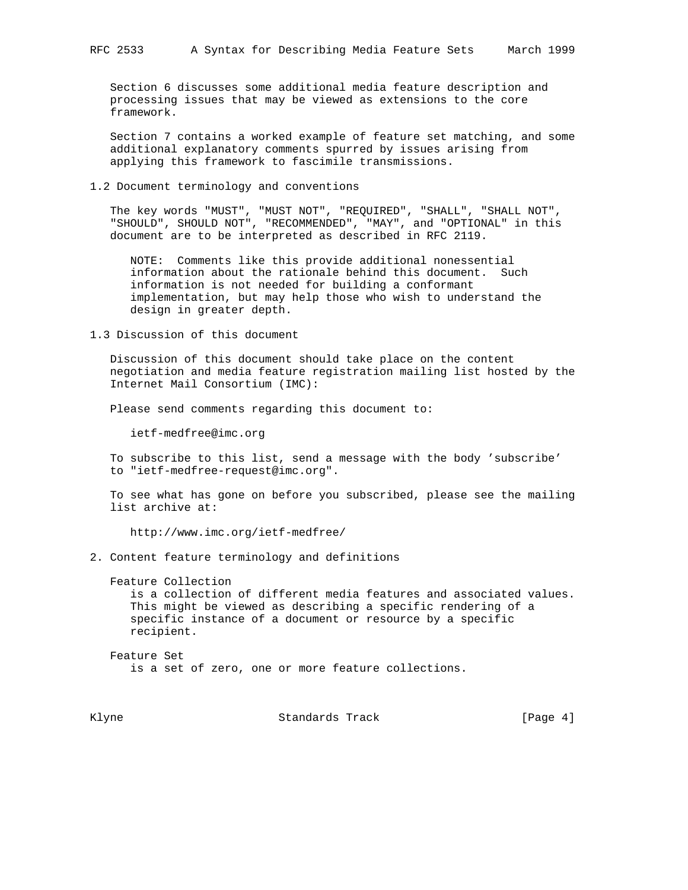Section 6 discusses some additional media feature description and processing issues that may be viewed as extensions to the core framework.

Section 7 contains a worked example of feature set matching, and some additional explanatory comments spurred by issues arising from applying this framework to fascimile transmissions.

## 1.2 Document terminology and conventions

The key words "MUST", "MUST NOT", "REQUIRED", "SHALL", "SHALL NOT", "SHOULD", SHOULD NOT", "RECOMMENDED", "MAY", and "OPTIONAL" in this document are to be interpreted as described in RFC 2119.

> NOTE: Comments like this provide additional nonessential information about the rationale behind this document. Such information is not needed for building a conformant implementation, but may help those who wish to understand the design in greater depth.

## 1.3 Discussion of this document

Discussion of this document should take place on the content negotiation and media feature registration mailing list hosted by the Internet Mail Consortium (IMC):

Please send comments regarding this document to:

  ietf-medfree@imc.org

To subscribe to this list, send a message with the body 'subscribe' to "ietf-medfree-request@imc.org".

To see what has gone on before you subscribed, please see the mailing list archive at:

  http://www.imc.org/ietf-medfree/

# 2. Content feature terminology and definitions

Feature Collection
  is a collection of different media features and associated values. This might be viewed as describing a specific rendering of a specific instance of a document or resource by a specific recipient.

Feature Set
  is a set of zero, one or more feature collections.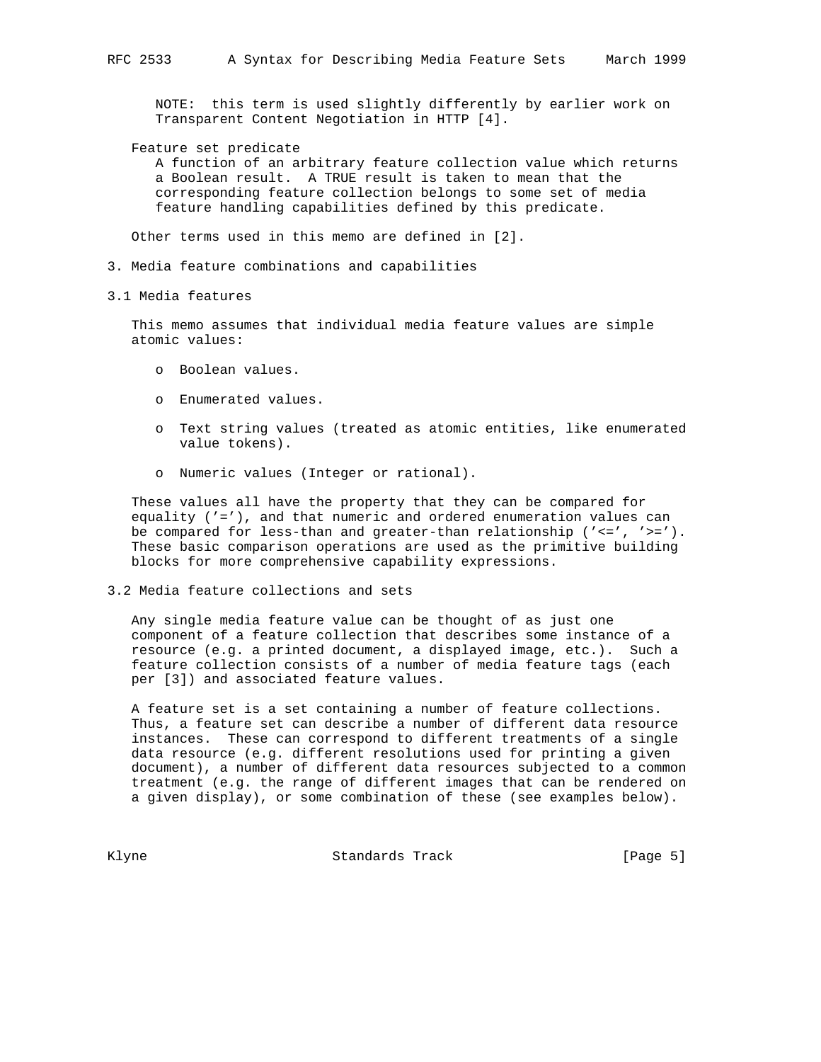NOTE: this term is used slightly differently by earlier work on Transparent Content Negotiation in HTTP [4].

Feature set predicate
A function of an arbitrary feature collection value which returns a Boolean result. A TRUE result is taken to mean that the corresponding feature collection belongs to some set of media feature handling capabilities defined by this predicate.

Other terms used in this memo are defined in [2].

## 3. Media feature combinations and capabilities

### 3.1 Media features

This memo assumes that individual media feature values are simple atomic values:

- Boolean values.
- Enumerated values.
- Text string values (treated as atomic entities, like enumerated value tokens).
- Numeric values (Integer or rational).

These values all have the property that they can be compared for equality ('='), and that numeric and ordered enumeration values can be compared for less-than and greater-than relationship ('<=', '>='). These basic comparison operations are used as the primitive building blocks for more comprehensive capability expressions.

### 3.2 Media feature collections and sets

Any single media feature value can be thought of as just one component of a feature collection that describes some instance of a resource (e.g. a printed document, a displayed image, etc.). Such a feature collection consists of a number of media feature tags (each per [3]) and associated feature values.

A feature set is a set containing a number of feature collections. Thus, a feature set can describe a number of different data resource instances. These can correspond to different treatments of a single data resource (e.g. different resolutions used for printing a given document), a number of different data resources subjected to a common treatment (e.g. the range of different images that can be rendered on a given display), or some combination of these (see examples below).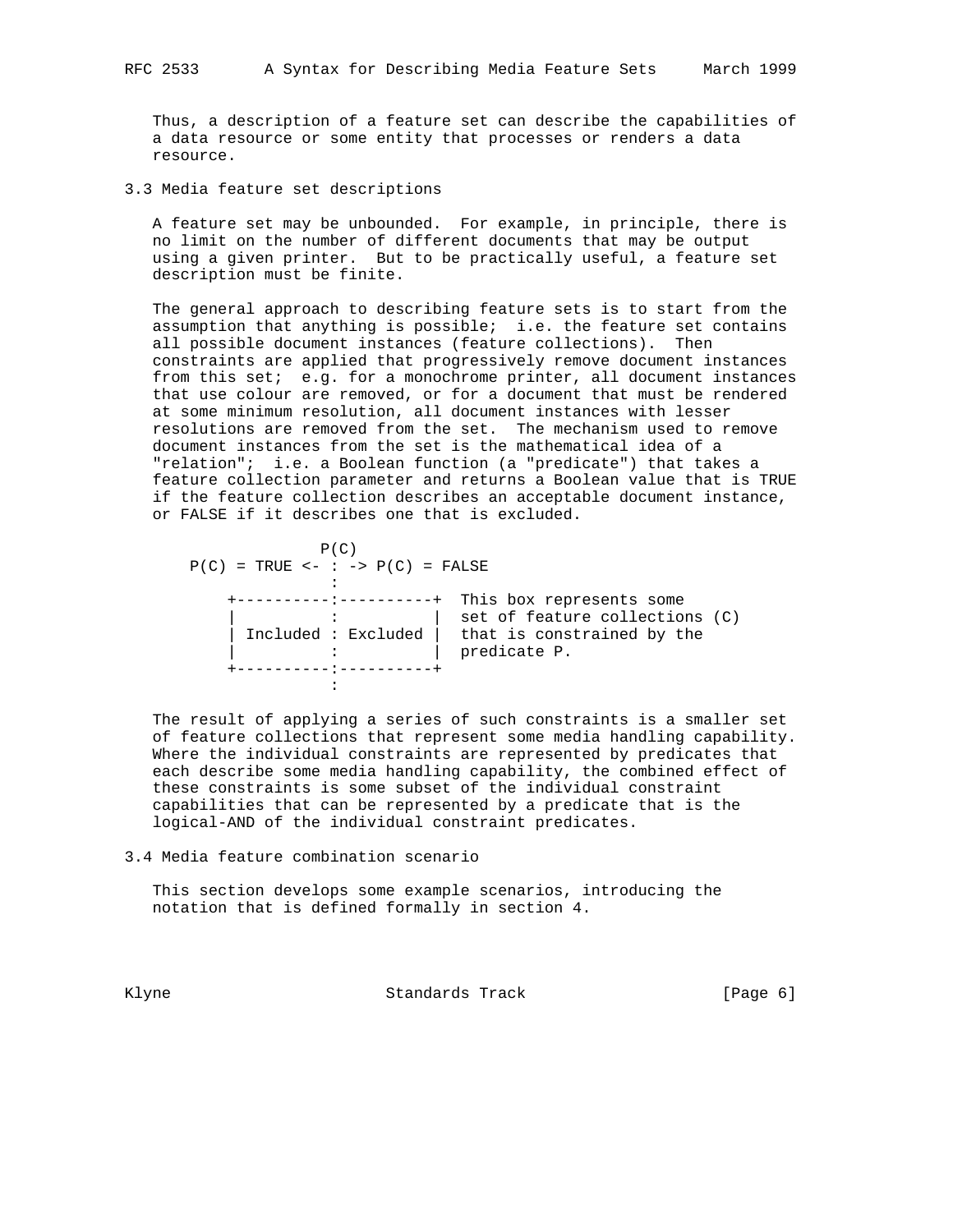Thus, a description of a feature set can describe the capabilities of a data resource or some entity that processes or renders a data resource.

### 3.3 Media feature set descriptions

A feature set may be unbounded. For example, in principle, there is no limit on the number of different documents that may be output using a given printer. But to be practically useful, a feature set description must be finite.

The general approach to describing feature sets is to start from the assumption that anything is possible; i.e. the feature set contains all possible document instances (feature collections). Then constraints are applied that progressively remove document instances from this set; e.g. for a monochrome printer, all document instances that use colour are removed, or for a document that must be rendered at some minimum resolution, all document instances with lesser resolutions are removed from the set. The mechanism used to remove document instances from the set is the mathematical idea of a "relation"; i.e. a Boolean function (a "predicate") that takes a feature collection parameter and returns a Boolean value that is TRUE if the feature collection describes an acceptable document instance, or FALSE if it describes one that is excluded.

```
                  P(C)
     P(C) = TRUE <- : -> P(C) = FALSE
                    :
         +----------:----------+  This box represents some
         |          :          |  set of feature collections (C)
         | Included : Excluded |  that is constrained by the
         |          :          |  predicate P.
         +----------:----------+
                    :
```

The result of applying a series of such constraints is a smaller set of feature collections that represent some media handling capability. Where the individual constraints are represented by predicates that each describe some media handling capability, the combined effect of these constraints is some subset of the individual constraint capabilities that can be represented by a predicate that is the logical-AND of the individual constraint predicates.

### 3.4 Media feature combination scenario

This section develops some example scenarios, introducing the notation that is defined formally in section 4.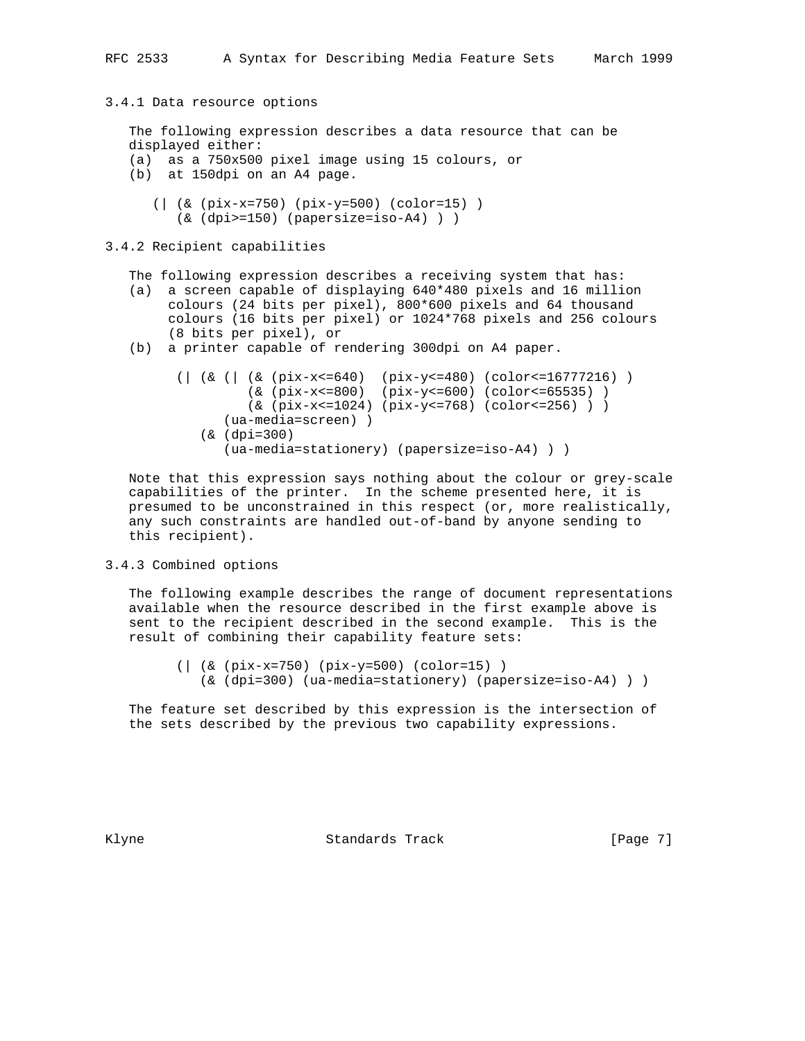### 3.4.1 Data resource options

The following expression describes a data resource that can be displayed either:

(a) as a 750x500 pixel image using 15 colours, or

(b) at 150dpi on an A4 page.

```
(| (& (pix-x=750) (pix-y=500) (color=15) )
   (& (dpi>=150) (papersize=iso-A4) ) )
```

### 3.4.2 Recipient capabilities

The following expression describes a receiving system that has:

(a) a screen capable of displaying 640*480 pixels and 16 million colours (24 bits per pixel), 800*600 pixels and 64 thousand colours (16 bits per pixel) or 1024*768 pixels and 256 colours (8 bits per pixel), or

(b) a printer capable of rendering 300dpi on A4 paper.

```
(| (& (| (& (pix-x<=640)  (pix-y<=480) (color<=16777216) )
         (& (pix-x<=800)  (pix-y<=600) (color<=65535) )
         (& (pix-x<=1024) (pix-y<=768) (color<=256) ) )
      (ua-media=screen) )
   (& (dpi=300)
      (ua-media=stationery) (papersize=iso-A4) ) )
```

Note that this expression says nothing about the colour or grey-scale capabilities of the printer. In the scheme presented here, it is presumed to be unconstrained in this respect (or, more realistically, any such constraints are handled out-of-band by anyone sending to this recipient).

### 3.4.3 Combined options

The following example describes the range of document representations available when the resource described in the first example above is sent to the recipient described in the second example. This is the result of combining their capability feature sets:

```
(| (& (pix-x=750) (pix-y=500) (color=15) )
   (& (dpi=300) (ua-media=stationery) (papersize=iso-A4) ) )
```

The feature set described by this expression is the intersection of the sets described by the previous two capability expressions.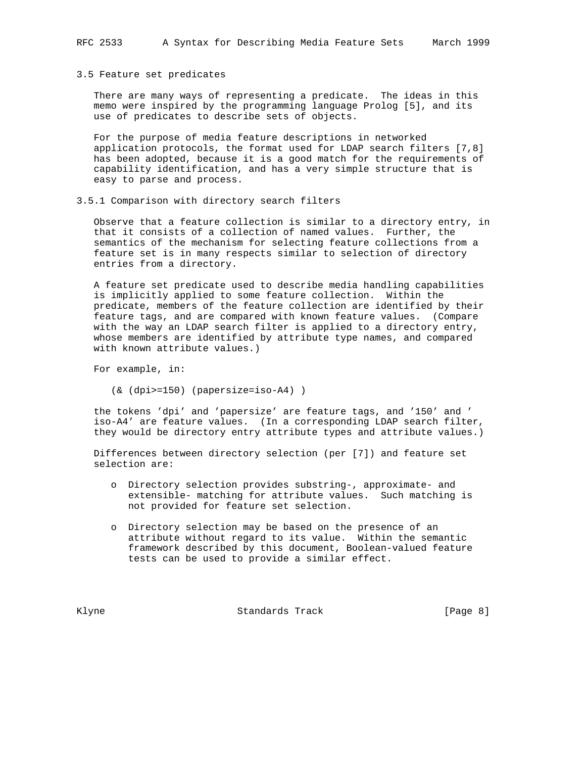### 3.5 Feature set predicates

There are many ways of representing a predicate. The ideas in this memo were inspired by the programming language Prolog [5], and its use of predicates to describe sets of objects.

For the purpose of media feature descriptions in networked application protocols, the format used for LDAP search filters [7,8] has been adopted, because it is a good match for the requirements of capability identification, and has a very simple structure that is easy to parse and process.

#### 3.5.1 Comparison with directory search filters

Observe that a feature collection is similar to a directory entry, in that it consists of a collection of named values. Further, the semantics of the mechanism for selecting feature collections from a feature set is in many respects similar to selection of directory entries from a directory.

A feature set predicate used to describe media handling capabilities is implicitly applied to some feature collection. Within the predicate, members of the feature collection are identified by their feature tags, and are compared with known feature values. (Compare with the way an LDAP search filter is applied to a directory entry, whose members are identified by attribute type names, and compared with known attribute values.)

For example, in:

```
(& (dpi>=150) (papersize=iso-A4) )
```

the tokens 'dpi' and 'papersize' are feature tags, and '150' and 'iso-A4' are feature values. (In a corresponding LDAP search filter, they would be directory entry attribute types and attribute values.)

Differences between directory selection (per [7]) and feature set selection are:

- Directory selection provides substring-, approximate- and extensible- matching for attribute values. Such matching is not provided for feature set selection.
- Directory selection may be based on the presence of an attribute without regard to its value. Within the semantic framework described by this document, Boolean-valued feature tests can be used to provide a similar effect.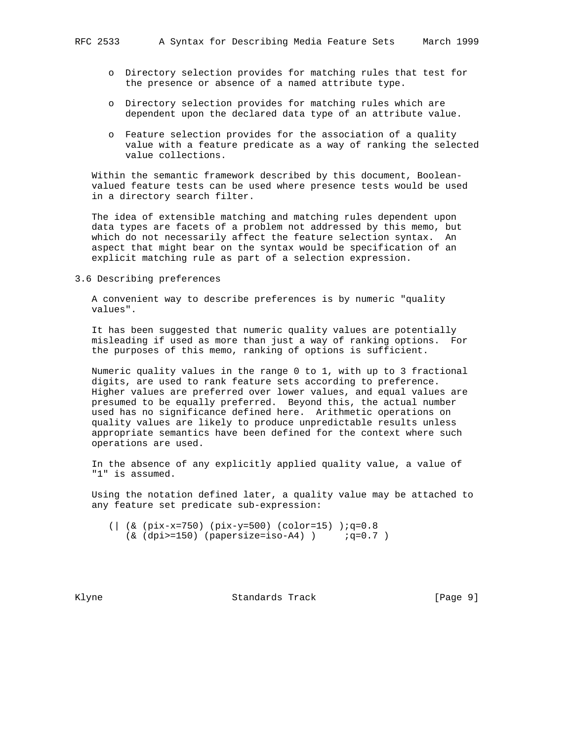- o Directory selection provides for matching rules that test for the presence or absence of a named attribute type.
- o Directory selection provides for matching rules which are dependent upon the declared data type of an attribute value.
- o Feature selection provides for the association of a quality value with a feature predicate as a way of ranking the selected value collections.

Within the semantic framework described by this document, Boolean-valued feature tests can be used where presence tests would be used in a directory search filter.

The idea of extensible matching and matching rules dependent upon data types are facets of a problem not addressed by this memo, but which do not necessarily affect the feature selection syntax. An aspect that might bear on the syntax would be specification of an explicit matching rule as part of a selection expression.

## 3.6 Describing preferences

A convenient way to describe preferences is by numeric "quality values".

It has been suggested that numeric quality values are potentially misleading if used as more than just a way of ranking options. For the purposes of this memo, ranking of options is sufficient.

Numeric quality values in the range 0 to 1, with up to 3 fractional digits, are used to rank feature sets according to preference. Higher values are preferred over lower values, and equal values are presumed to be equally preferred. Beyond this, the actual number used has no significance defined here. Arithmetic operations on quality values are likely to produce unpredictable results unless appropriate semantics have been defined for the context where such operations are used.

In the absence of any explicitly applied quality value, a value of "1" is assumed.

Using the notation defined later, a quality value may be attached to any feature set predicate sub-expression:

```
(| (& (pix-x=750) (pix-y=500) (color=15) );q=0.8
   (& (dpi>=150) (papersize=iso-A4) )     ;q=0.7 )
```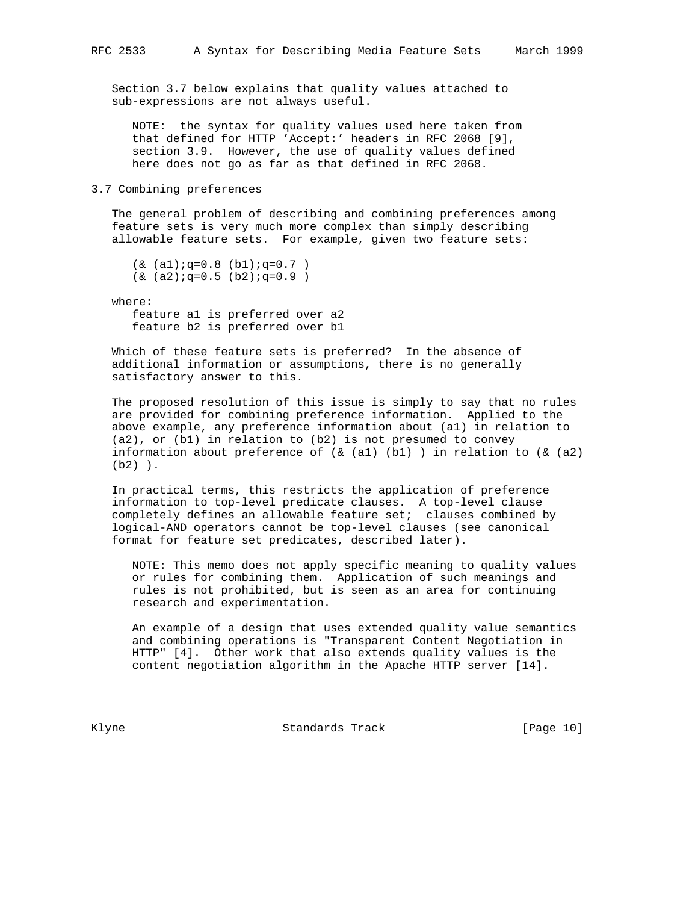Section 3.7 below explains that quality values attached to sub-expressions are not always useful.

> NOTE: the syntax for quality values used here taken from that defined for HTTP 'Accept:' headers in RFC 2068 [9], section 3.9. However, the use of quality values defined here does not go as far as that defined in RFC 2068.

## 3.7 Combining preferences

The general problem of describing and combining preferences among feature sets is very much more complex than simply describing allowable feature sets. For example, given two feature sets:

```
(& (a1);q=0.8 (b1);q=0.7 )
(& (a2);q=0.5 (b2);q=0.9 )
```

where:

```
feature a1 is preferred over a2
feature b2 is preferred over b1
```

Which of these feature sets is preferred? In the absence of additional information or assumptions, there is no generally satisfactory answer to this.

The proposed resolution of this issue is simply to say that no rules are provided for combining preference information. Applied to the above example, any preference information about (a1) in relation to (a2), or (b1) in relation to (b2) is not presumed to convey information about preference of (& (a1) (b1) ) in relation to (& (a2) (b2) ).

In practical terms, this restricts the application of preference information to top-level predicate clauses. A top-level clause completely defines an allowable feature set; clauses combined by logical-AND operators cannot be top-level clauses (see canonical format for feature set predicates, described later).

> NOTE: This memo does not apply specific meaning to quality values or rules for combining them. Application of such meanings and rules is not prohibited, but is seen as an area for continuing research and experimentation.
>
> An example of a design that uses extended quality value semantics and combining operations is "Transparent Content Negotiation in HTTP" [4]. Other work that also extends quality values is the content negotiation algorithm in the Apache HTTP server [14].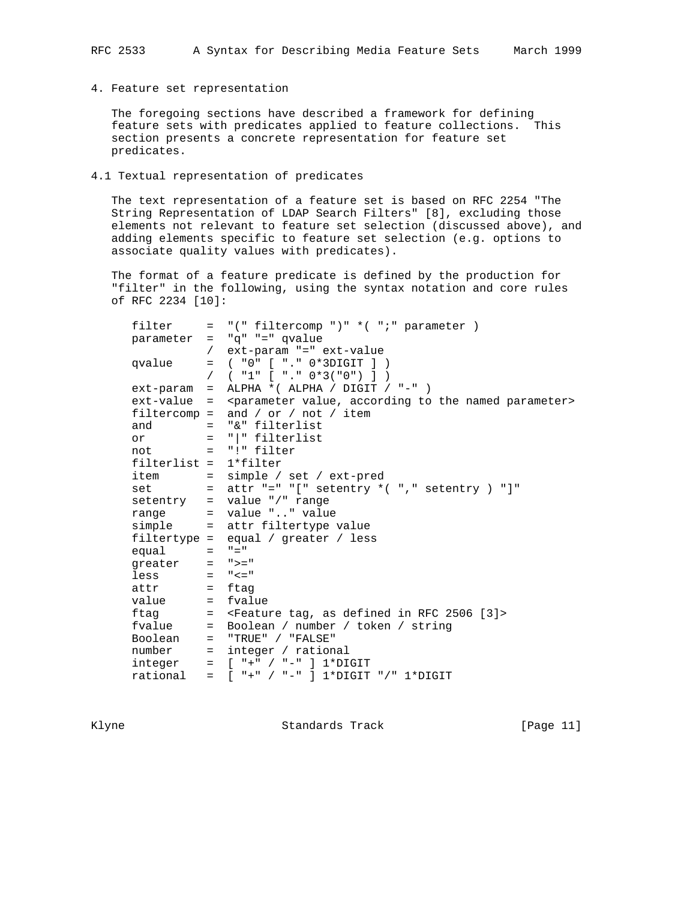# 4. Feature set representation

The foregoing sections have described a framework for defining feature sets with predicates applied to feature collections. This section presents a concrete representation for feature set predicates.

## 4.1 Textual representation of predicates

The text representation of a feature set is based on RFC 2254 "The String Representation of LDAP Search Filters" [8], excluding those elements not relevant to feature set selection (discussed above), and adding elements specific to feature set selection (e.g. options to associate quality values with predicates).

The format of a feature predicate is defined by the production for "filter" in the following, using the syntax notation and core rules of RFC 2234 [10]:

```
filter     =  "(" filtercomp ")" *( ";" parameter )
parameter  =  "q" "=" qvalue
           /  ext-param "=" ext-value
qvalue     =  ( "0" [ "." 0*3DIGIT ] )
           /  ( "1" [ "." 0*3("0") ] )
ext-param  =  ALPHA *( ALPHA / DIGIT / "-" )
ext-value  =  <parameter value, according to the named parameter>
filtercomp =  and / or / not / item
and        =  "&" filterlist
or         =  "|" filterlist
not        =  "!" filter
filterlist =  1*filter
item       =  simple / set / ext-pred
set        =  attr "=" "[" setentry *( "," setentry ) "]"
setentry   =  value "/" range
range      =  value ".." value
simple     =  attr filtertype value
filtertype =  equal / greater / less
equal      =  "="
greater    =  ">="
less       =  "<="
attr       =  ftag
value      =  fvalue
ftag       =  <Feature tag, as defined in RFC 2506 [3]>
fvalue     =  Boolean / number / token / string
Boolean    =  "TRUE" / "FALSE"
number     =  integer / rational
integer    =  [ "+" / "-" ] 1*DIGIT
rational   =  [ "+" / "-" ] 1*DIGIT "/" 1*DIGIT
```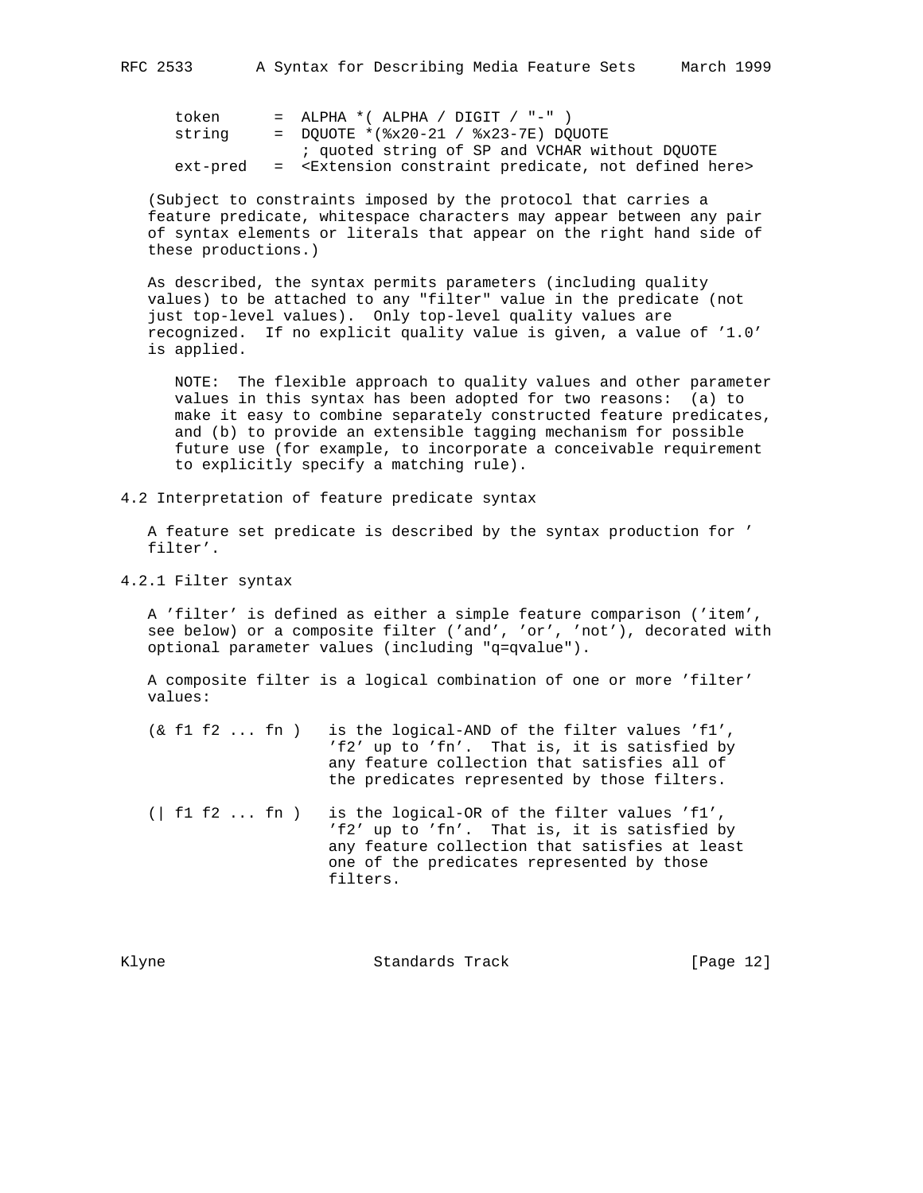```
token      =  ALPHA *( ALPHA / DIGIT / "-" )
string     =  DQUOTE *(%x20-21 / %x23-7E) DQUOTE
              ; quoted string of SP and VCHAR without DQUOTE
ext-pred   =  <Extension constraint predicate, not defined here>
```

(Subject to constraints imposed by the protocol that carries a feature predicate, whitespace characters may appear between any pair of syntax elements or literals that appear on the right hand side of these productions.)

As described, the syntax permits parameters (including quality values) to be attached to any "filter" value in the predicate (not just top-level values). Only top-level quality values are recognized. If no explicit quality value is given, a value of '1.0' is applied.

> NOTE: The flexible approach to quality values and other parameter values in this syntax has been adopted for two reasons: (a) to make it easy to combine separately constructed feature predicates, and (b) to provide an extensible tagging mechanism for possible future use (for example, to incorporate a conceivable requirement to explicitly specify a matching rule).

### 4.2 Interpretation of feature predicate syntax

A feature set predicate is described by the syntax production for 'filter'.

#### 4.2.1 Filter syntax

A 'filter' is defined as either a simple feature comparison ('item', see below) or a composite filter ('and', 'or', 'not'), decorated with optional parameter values (including "q=qvalue").

A composite filter is a logical combination of one or more 'filter' values:

```
(& f1 f2 ... fn )   is the logical-AND of the filter values 'f1',
                    'f2' up to 'fn'.  That is, it is satisfied by
                    any feature collection that satisfies all of
                    the predicates represented by those filters.

(| f1 f2 ... fn )   is the logical-OR of the filter values 'f1',
                    'f2' up to 'fn'.  That is, it is satisfied by
                    any feature collection that satisfies at least
                    one of the predicates represented by those
                    filters.
```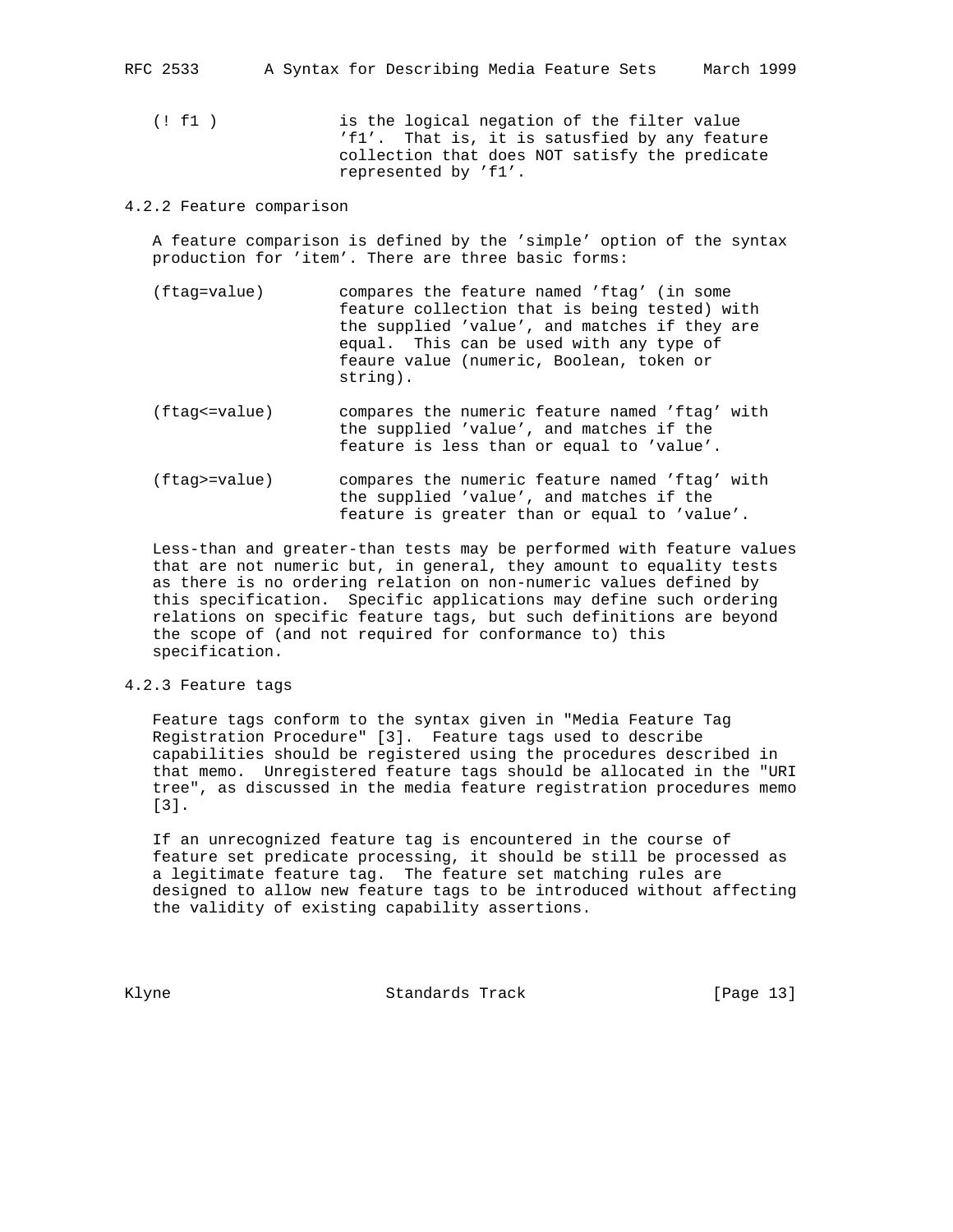(! f1 )            is the logical negation of the filter value 'f1'.  That is, it is satusfied by any feature collection that does NOT satisfy the predicate represented by 'f1'.

### 4.2.2 Feature comparison

A feature comparison is defined by the 'simple' option of the syntax production for 'item'. There are three basic forms:

(ftag=value)        compares the feature named 'ftag' (in some feature collection that is being tested) with the supplied 'value', and matches if they are equal.  This can be used with any type of feaure value (numeric, Boolean, token or string).

(ftag<=value)       compares the numeric feature named 'ftag' with the supplied 'value', and matches if the feature is less than or equal to 'value'.

(ftag>=value)       compares the numeric feature named 'ftag' with the supplied 'value', and matches if the feature is greater than or equal to 'value'.

Less-than and greater-than tests may be performed with feature values that are not numeric but, in general, they amount to equality tests as there is no ordering relation on non-numeric values defined by this specification.  Specific applications may define such ordering relations on specific feature tags, but such definitions are beyond the scope of (and not required for conformance to) this specification.

### 4.2.3 Feature tags

Feature tags conform to the syntax given in "Media Feature Tag Registration Procedure" [3].  Feature tags used to describe capabilities should be registered using the procedures described in that memo.  Unregistered feature tags should be allocated in the "URI tree", as discussed in the media feature registration procedures memo [3].

If an unrecognized feature tag is encountered in the course of feature set predicate processing, it should be still be processed as a legitimate feature tag.  The feature set matching rules are designed to allow new feature tags to be introduced without affecting the validity of existing capability assertions.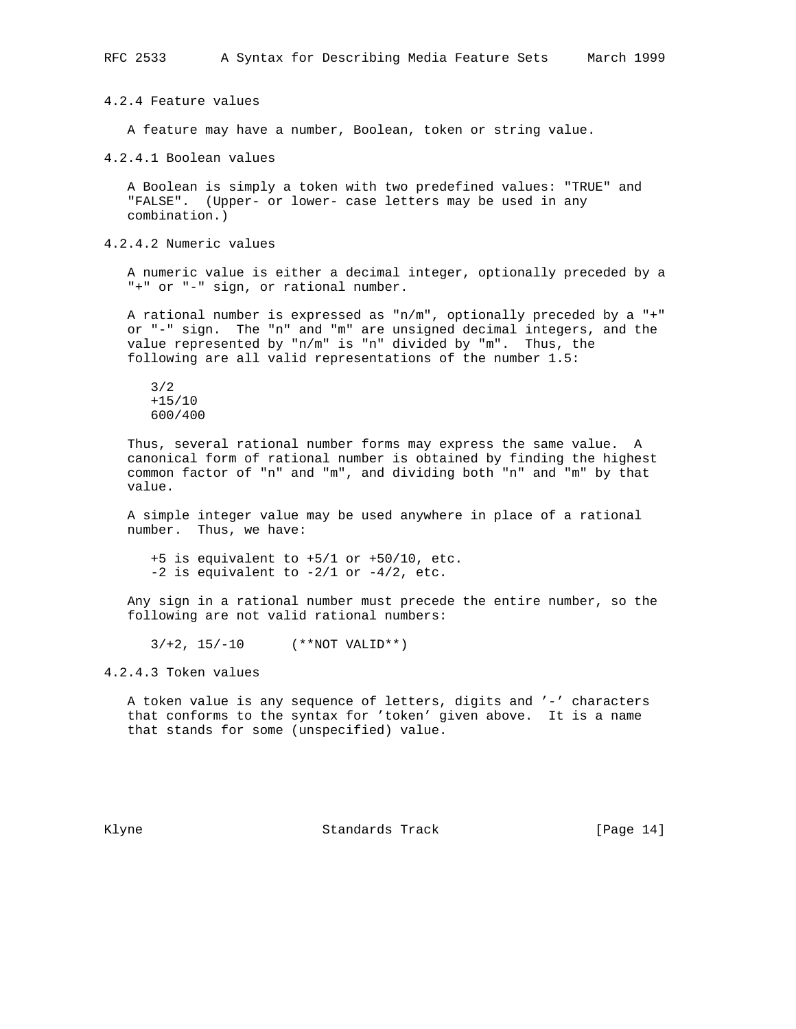#### 4.2.4 Feature values

A feature may have a number, Boolean, token or string value.

##### 4.2.4.1 Boolean values

A Boolean is simply a token with two predefined values: "TRUE" and "FALSE". (Upper- or lower- case letters may be used in any combination.)

##### 4.2.4.2 Numeric values

A numeric value is either a decimal integer, optionally preceded by a "+" or "-" sign, or rational number.

A rational number is expressed as "n/m", optionally preceded by a "+" or "-" sign. The "n" and "m" are unsigned decimal integers, and the value represented by "n/m" is "n" divided by "m". Thus, the following are all valid representations of the number 1.5:

```
3/2
+15/10
600/400
```

Thus, several rational number forms may express the same value. A canonical form of rational number is obtained by finding the highest common factor of "n" and "m", and dividing both "n" and "m" by that value.

A simple integer value may be used anywhere in place of a rational number. Thus, we have:

```
+5 is equivalent to +5/1 or +50/10, etc.
-2 is equivalent to -2/1 or -4/2, etc.
```

Any sign in a rational number must precede the entire number, so the following are not valid rational numbers:

```
3/+2, 15/-10      (**NOT VALID**)
```

##### 4.2.4.3 Token values

A token value is any sequence of letters, digits and '-' characters that conforms to the syntax for 'token' given above. It is a name that stands for some (unspecified) value.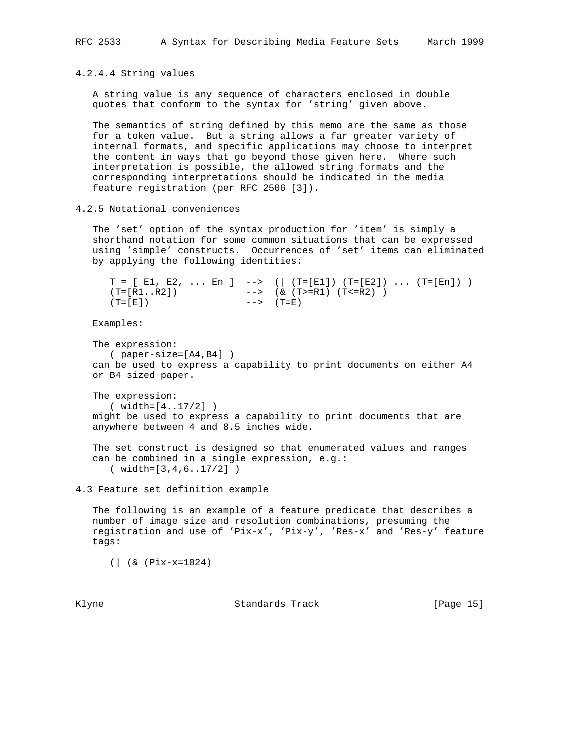#### 4.2.4.4 String values

A string value is any sequence of characters enclosed in double quotes that conform to the syntax for 'string' given above.

The semantics of string defined by this memo are the same as those for a token value. But a string allows a far greater variety of internal formats, and specific applications may choose to interpret the content in ways that go beyond those given here. Where such interpretation is possible, the allowed string formats and the corresponding interpretations should be indicated in the media feature registration (per RFC 2506 [3]).

### 4.2.5 Notational conveniences

The 'set' option of the syntax production for 'item' is simply a shorthand notation for some common situations that can be expressed using 'simple' constructs. Occurrences of 'set' items can eliminated by applying the following identities:

```
T = [ E1, E2, ... En ]  -->  (| (T=[E1]) (T=[E2]) ... (T=[En]) )
(T=[R1..R2])            -->  (& (T>=R1) (T<=R2) )
(T=[E])                 -->  (T=E)
```

Examples:

The expression:

```
( paper-size=[A4,B4] )
```

can be used to express a capability to print documents on either A4 or B4 sized paper.

The expression:

```
( width=[4..17/2] )
```

might be used to express a capability to print documents that are anywhere between 4 and 8.5 inches wide.

The set construct is designed so that enumerated values and ranges can be combined in a single expression, e.g.:

```
( width=[3,4,6..17/2] )
```

## 4.3 Feature set definition example

The following is an example of a feature predicate that describes a number of image size and resolution combinations, presuming the registration and use of 'Pix-x', 'Pix-y', 'Res-x' and 'Res-y' feature tags:

```
(| (& (Pix-x=1024)
```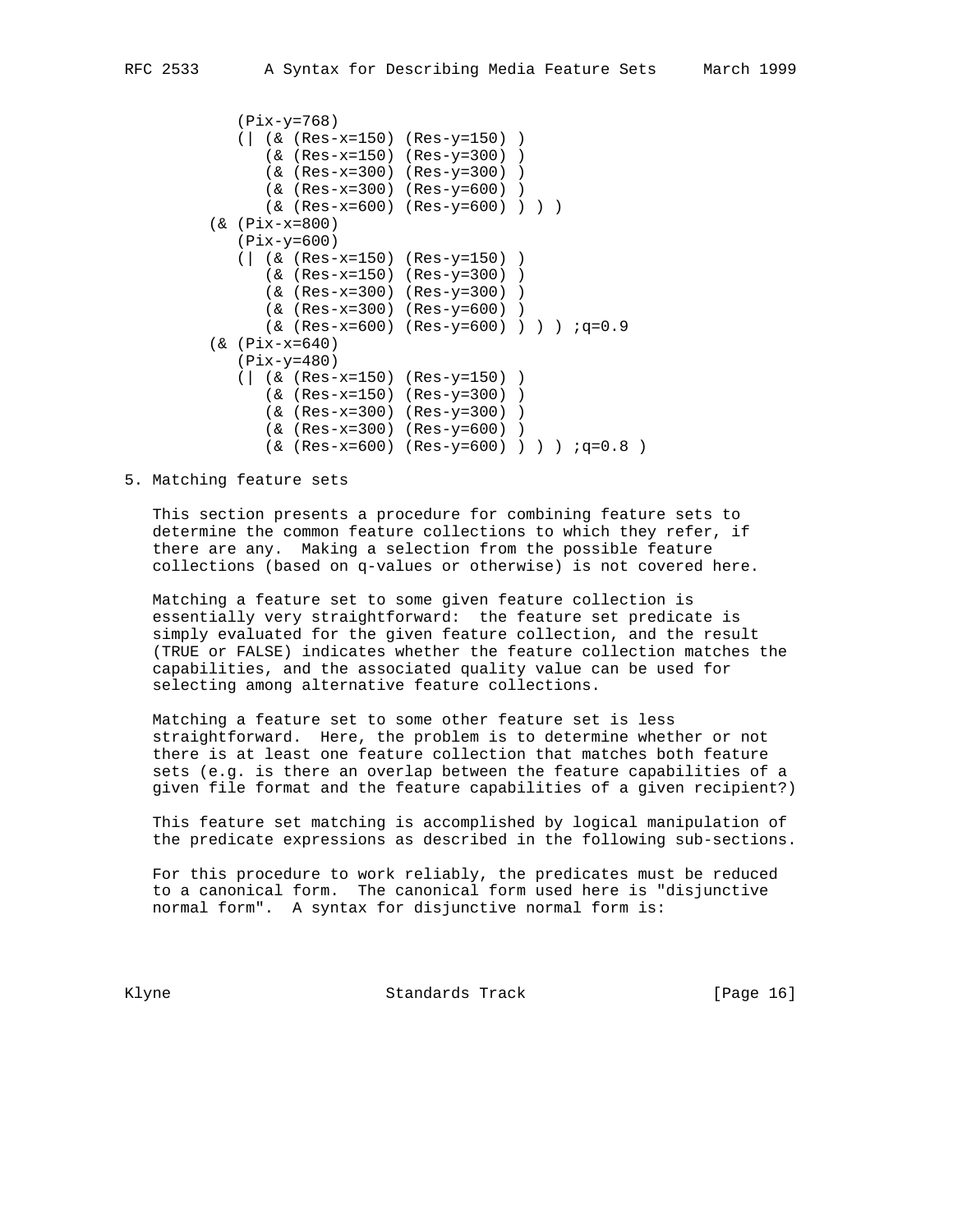```
           (Pix-y=768)
           (| (& (Res-x=150) (Res-y=150) )
              (& (Res-x=150) (Res-y=300) )
              (& (Res-x=300) (Res-y=300) )
              (& (Res-x=300) (Res-y=600) )
              (& (Res-x=600) (Res-y=600) ) ) )
        (& (Pix-x=800)
           (Pix-y=600)
           (| (& (Res-x=150) (Res-y=150) )
              (& (Res-x=150) (Res-y=300) )
              (& (Res-x=300) (Res-y=300) )
              (& (Res-x=300) (Res-y=600) )
              (& (Res-x=600) (Res-y=600) ) ) ) ;q=0.9
        (& (Pix-x=640)
           (Pix-y=480)
           (| (& (Res-x=150) (Res-y=150) )
              (& (Res-x=150) (Res-y=300) )
              (& (Res-x=300) (Res-y=300) )
              (& (Res-x=300) (Res-y=600) )
              (& (Res-x=600) (Res-y=600) ) ) ) ;q=0.8 )
```

## 5. Matching feature sets

This section presents a procedure for combining feature sets to determine the common feature collections to which they refer, if there are any. Making a selection from the possible feature collections (based on q-values or otherwise) is not covered here.

Matching a feature set to some given feature collection is essentially very straightforward: the feature set predicate is simply evaluated for the given feature collection, and the result (TRUE or FALSE) indicates whether the feature collection matches the capabilities, and the associated quality value can be used for selecting among alternative feature collections.

Matching a feature set to some other feature set is less straightforward. Here, the problem is to determine whether or not there is at least one feature collection that matches both feature sets (e.g. is there an overlap between the feature capabilities of a given file format and the feature capabilities of a given recipient?)

This feature set matching is accomplished by logical manipulation of the predicate expressions as described in the following sub-sections.

For this procedure to work reliably, the predicates must be reduced to a canonical form. The canonical form used here is "disjunctive normal form". A syntax for disjunctive normal form is: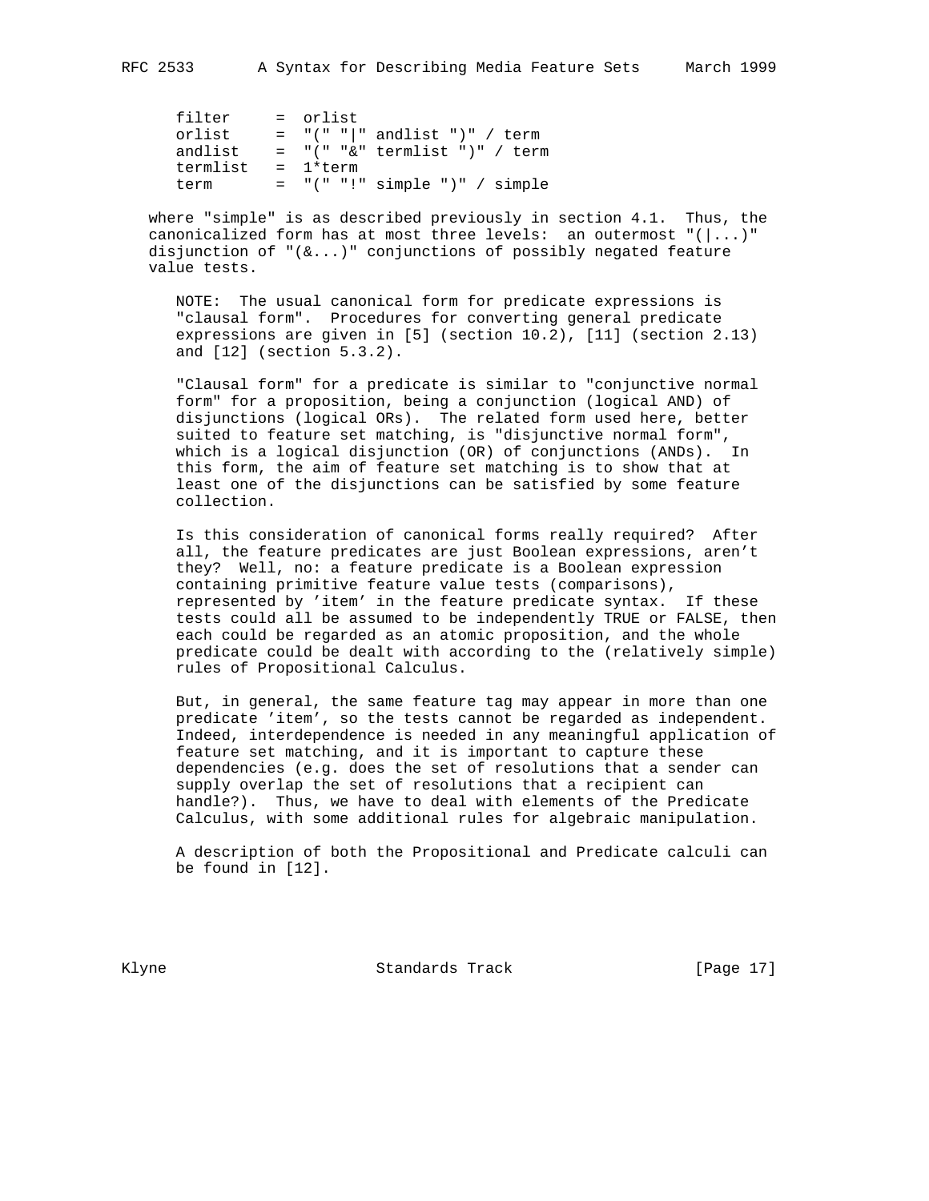```
filter     =  orlist
orlist     =  "(" "|" andlist ")" / term
andlist    =  "(" "&" termlist ")" / term
termlist   =  1*term
term       =  "(" "!" simple ")" / simple
```

where "simple" is as described previously in section 4.1. Thus, the canonicalized form has at most three levels: an outermost "(|...)" disjunction of "(&...)" conjunctions of possibly negated feature value tests.

NOTE: The usual canonical form for predicate expressions is "clausal form". Procedures for converting general predicate expressions are given in [5] (section 10.2), [11] (section 2.13) and [12] (section 5.3.2).

"Clausal form" for a predicate is similar to "conjunctive normal form" for a proposition, being a conjunction (logical AND) of disjunctions (logical ORs). The related form used here, better suited to feature set matching, is "disjunctive normal form", which is a logical disjunction (OR) of conjunctions (ANDs). In this form, the aim of feature set matching is to show that at least one of the disjunctions can be satisfied by some feature collection.

Is this consideration of canonical forms really required? After all, the feature predicates are just Boolean expressions, aren't they? Well, no: a feature predicate is a Boolean expression containing primitive feature value tests (comparisons), represented by 'item' in the feature predicate syntax. If these tests could all be assumed to be independently TRUE or FALSE, then each could be regarded as an atomic proposition, and the whole predicate could be dealt with according to the (relatively simple) rules of Propositional Calculus.

But, in general, the same feature tag may appear in more than one predicate 'item', so the tests cannot be regarded as independent. Indeed, interdependence is needed in any meaningful application of feature set matching, and it is important to capture these dependencies (e.g. does the set of resolutions that a sender can supply overlap the set of resolutions that a recipient can handle?). Thus, we have to deal with elements of the Predicate Calculus, with some additional rules for algebraic manipulation.

A description of both the Propositional and Predicate calculi can be found in [12].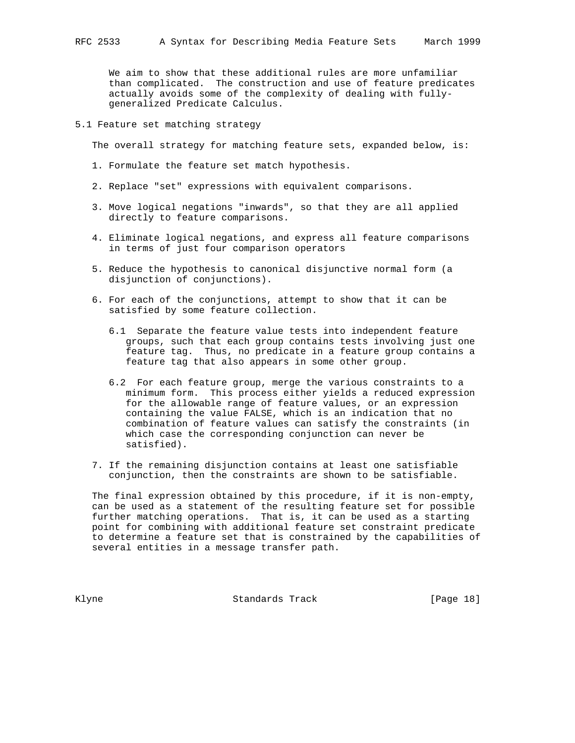We aim to show that these additional rules are more unfamiliar than complicated. The construction and use of feature predicates actually avoids some of the complexity of dealing with fully-generalized Predicate Calculus.

## 5.1 Feature set matching strategy

The overall strategy for matching feature sets, expanded below, is:

1. Formulate the feature set match hypothesis.

2. Replace "set" expressions with equivalent comparisons.

3. Move logical negations "inwards", so that they are all applied directly to feature comparisons.

4. Eliminate logical negations, and express all feature comparisons in terms of just four comparison operators

5. Reduce the hypothesis to canonical disjunctive normal form (a disjunction of conjunctions).

6. For each of the conjunctions, attempt to show that it can be satisfied by some feature collection.

   6.1 Separate the feature value tests into independent feature groups, such that each group contains tests involving just one feature tag. Thus, no predicate in a feature group contains a feature tag that also appears in some other group.

   6.2 For each feature group, merge the various constraints to a minimum form. This process either yields a reduced expression for the allowable range of feature values, or an expression containing the value FALSE, which is an indication that no combination of feature values can satisfy the constraints (in which case the corresponding conjunction can never be satisfied).

7. If the remaining disjunction contains at least one satisfiable conjunction, then the constraints are shown to be satisfiable.

The final expression obtained by this procedure, if it is non-empty, can be used as a statement of the resulting feature set for possible further matching operations. That is, it can be used as a starting point for combining with additional feature set constraint predicate to determine a feature set that is constrained by the capabilities of several entities in a message transfer path.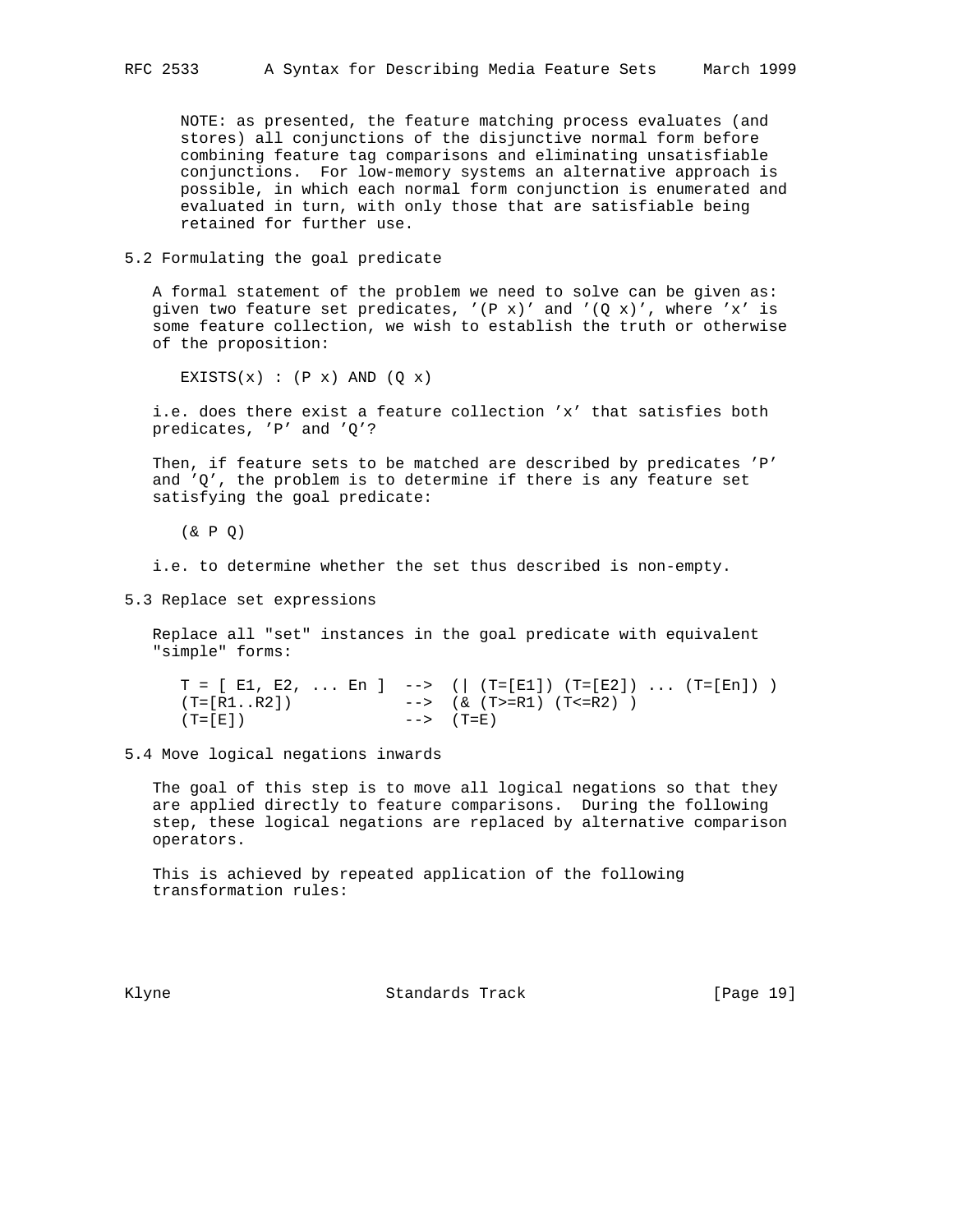NOTE: as presented, the feature matching process evaluates (and stores) all conjunctions of the disjunctive normal form before combining feature tag comparisons and eliminating unsatisfiable conjunctions. For low-memory systems an alternative approach is possible, in which each normal form conjunction is enumerated and evaluated in turn, with only those that are satisfiable being retained for further use.

## 5.2 Formulating the goal predicate

A formal statement of the problem we need to solve can be given as: given two feature set predicates, '(P x)' and '(Q x)', where 'x' is some feature collection, we wish to establish the truth or otherwise of the proposition:

```
EXISTS(x) : (P x) AND (Q x)
```

i.e. does there exist a feature collection 'x' that satisfies both predicates, 'P' and 'Q'?

Then, if feature sets to be matched are described by predicates 'P' and 'Q', the problem is to determine if there is any feature set satisfying the goal predicate:

```
(& P Q)
```

i.e. to determine whether the set thus described is non-empty.

## 5.3 Replace set expressions

Replace all "set" instances in the goal predicate with equivalent "simple" forms:

```
T = [ E1, E2, ... En ]  -->  (| (T=[E1]) (T=[E2]) ... (T=[En]) )
(T=[R1..R2])            -->  (& (T>=R1) (T<=R2) )
(T=[E])                 -->  (T=E)
```

## 5.4 Move logical negations inwards

The goal of this step is to move all logical negations so that they are applied directly to feature comparisons. During the following step, these logical negations are replaced by alternative comparison operators.

This is achieved by repeated application of the following transformation rules: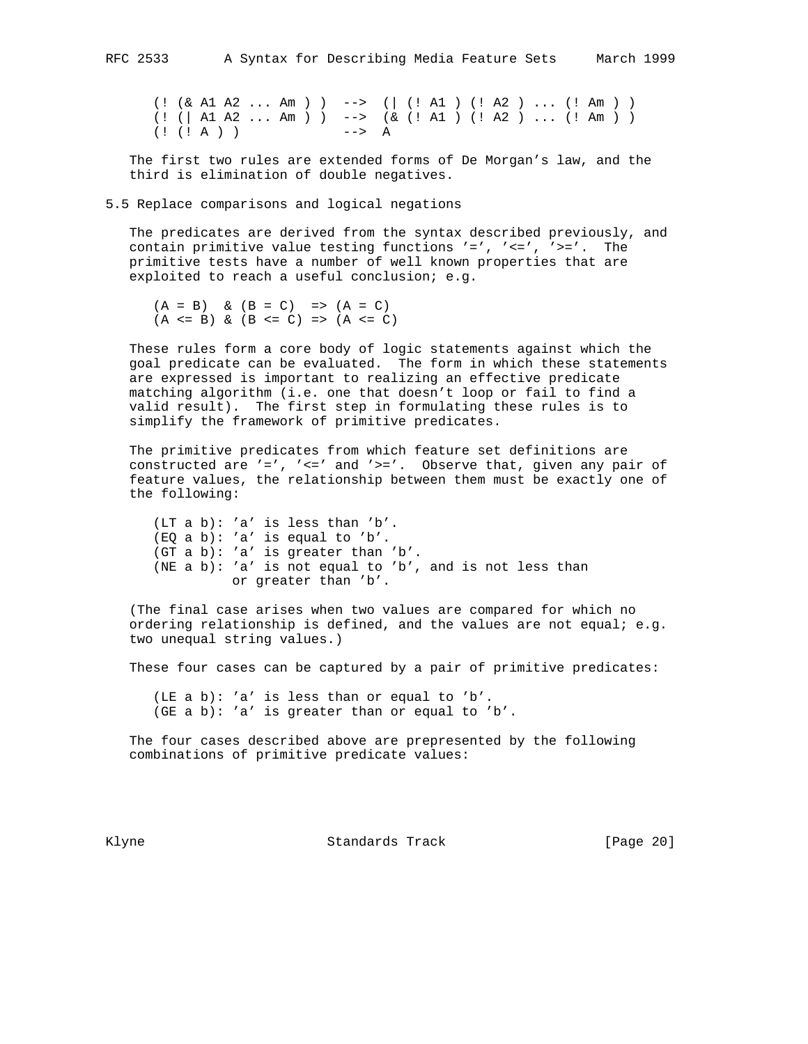```
(! (& A1 A2 ... Am ) )  -->  (| (! A1 ) (! A2 ) ... (! Am ) )
(! (| A1 A2 ... Am ) )  -->  (& (! A1 ) (! A2 ) ... (! Am ) )
(! (! A ) )             -->  A
```

The first two rules are extended forms of De Morgan's law, and the third is elimination of double negatives.

## 5.5 Replace comparisons and logical negations

The predicates are derived from the syntax described previously, and contain primitive value testing functions '=', '<=', '>='. The primitive tests have a number of well known properties that are exploited to reach a useful conclusion; e.g.

```
(A = B)  & (B = C)  => (A = C)
(A <= B) & (B <= C) => (A <= C)
```

These rules form a core body of logic statements against which the goal predicate can be evaluated. The form in which these statements are expressed is important to realizing an effective predicate matching algorithm (i.e. one that doesn't loop or fail to find a valid result). The first step in formulating these rules is to simplify the framework of primitive predicates.

The primitive predicates from which feature set definitions are constructed are '=', '<=' and '>='. Observe that, given any pair of feature values, the relationship between them must be exactly one of the following:

```
(LT a b): 'a' is less than 'b'.
(EQ a b): 'a' is equal to 'b'.
(GT a b): 'a' is greater than 'b'.
(NE a b): 'a' is not equal to 'b', and is not less than
          or greater than 'b'.
```

(The final case arises when two values are compared for which no ordering relationship is defined, and the values are not equal; e.g. two unequal string values.)

These four cases can be captured by a pair of primitive predicates:

```
(LE a b): 'a' is less than or equal to 'b'.
(GE a b): 'a' is greater than or equal to 'b'.
```

The four cases described above are prepresented by the following combinations of primitive predicate values: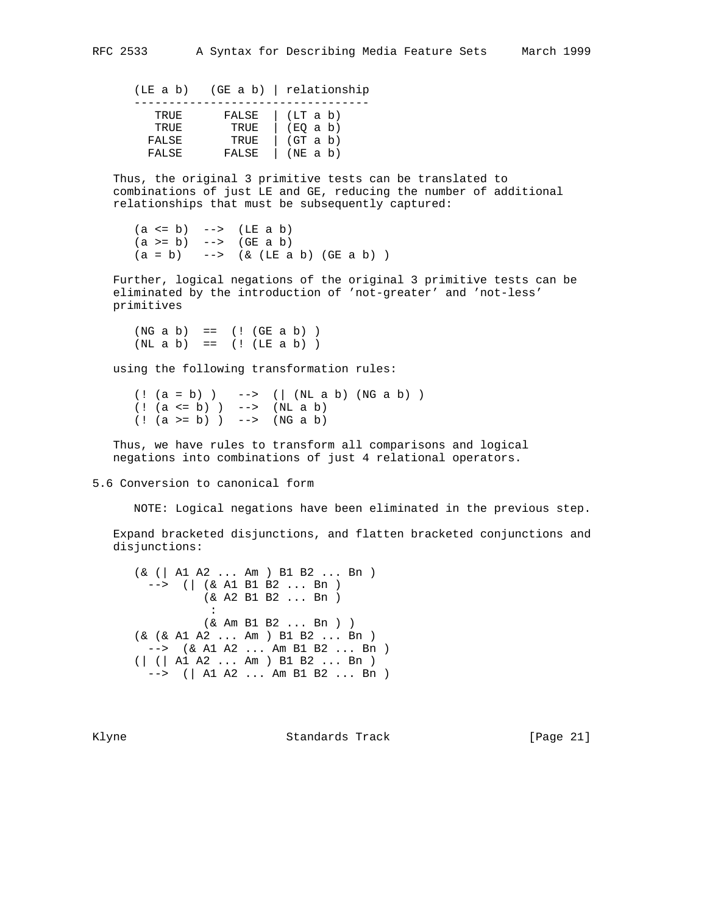```
(LE a b)   (GE a b) | relationship
----------------------------------
   TRUE      FALSE  | (LT a b)
   TRUE       TRUE  | (EQ a b)
  FALSE       TRUE  | (GT a b)
  FALSE      FALSE  | (NE a b)
```

Thus, the original 3 primitive tests can be translated to combinations of just LE and GE, reducing the number of additional relationships that must be subsequently captured:

```
(a <= b)  -->  (LE a b)
(a >= b)  -->  (GE a b)
(a = b)   -->  (& (LE a b) (GE a b) )
```

Further, logical negations of the original 3 primitive tests can be eliminated by the introduction of 'not-greater' and 'not-less' primitives

```
(NG a b)  ==  (! (GE a b) )
(NL a b)  ==  (! (LE a b) )
```

using the following transformation rules:

```
(! (a = b) )   -->  (| (NL a b) (NG a b) )
(! (a <= b) )  -->  (NL a b)
(! (a >= b) )  -->  (NG a b)
```

Thus, we have rules to transform all comparisons and logical negations into combinations of just 4 relational operators.

## 5.6 Conversion to canonical form

NOTE: Logical negations have been eliminated in the previous step.

Expand bracketed disjunctions, and flatten bracketed conjunctions and disjunctions:

```
(& (| A1 A2 ... Am ) B1 B2 ... Bn )
  -->  (| (& A1 B1 B2 ... Bn )
          (& A2 B1 B2 ... Bn )
           :
          (& Am B1 B2 ... Bn ) )
(& (& A1 A2 ... Am ) B1 B2 ... Bn )
  -->  (& A1 A2 ... Am B1 B2 ... Bn )
(| (| A1 A2 ... Am ) B1 B2 ... Bn )
  -->  (| A1 A2 ... Am B1 B2 ... Bn )
```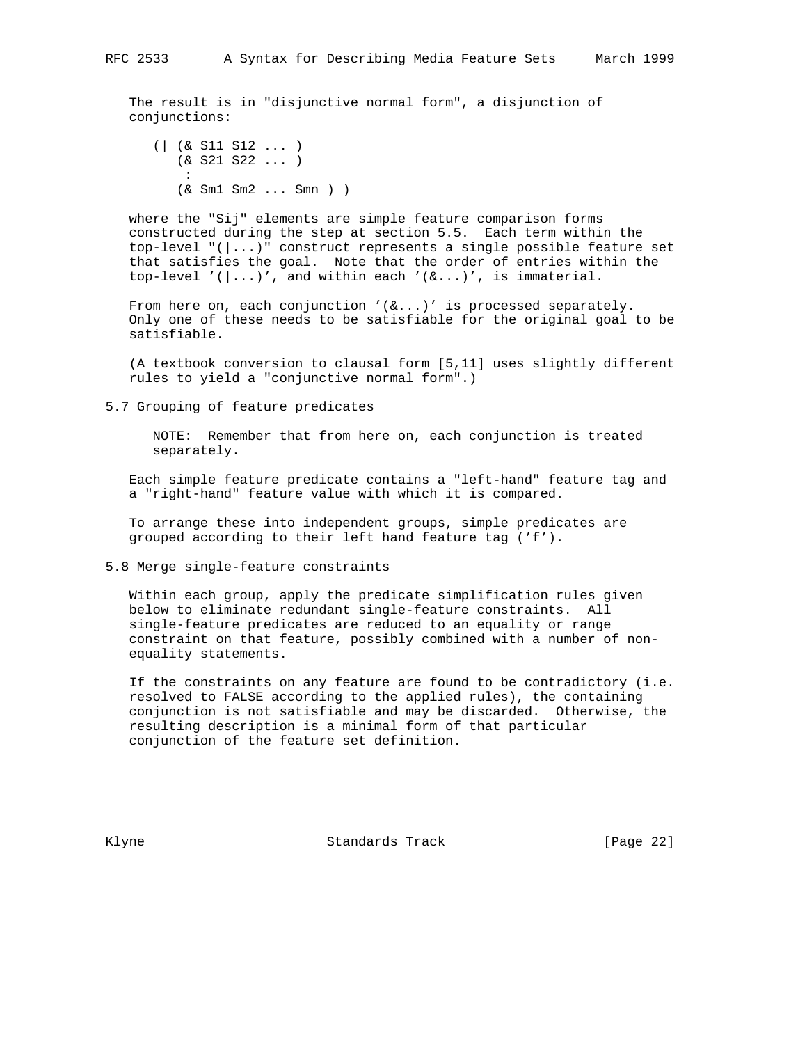The result is in "disjunctive normal form", a disjunction of conjunctions:

```
(| (& S11 S12 ... )
   (& S21 S22 ... )
    :
   (& Sm1 Sm2 ... Smn ) )
```

where the "Sij" elements are simple feature comparison forms constructed during the step at section 5.5. Each term within the top-level "(|...)" construct represents a single possible feature set that satisfies the goal. Note that the order of entries within the top-level '(|...)', and within each '(&...)', is immaterial.

From here on, each conjunction '(&...)' is processed separately. Only one of these needs to be satisfiable for the original goal to be satisfiable.

(A textbook conversion to clausal form [5,11] uses slightly different rules to yield a "conjunctive normal form".)

## 5.7 Grouping of feature predicates

> NOTE: Remember that from here on, each conjunction is treated separately.

Each simple feature predicate contains a "left-hand" feature tag and a "right-hand" feature value with which it is compared.

To arrange these into independent groups, simple predicates are grouped according to their left hand feature tag ('f').

## 5.8 Merge single-feature constraints

Within each group, apply the predicate simplification rules given below to eliminate redundant single-feature constraints. All single-feature predicates are reduced to an equality or range constraint on that feature, possibly combined with a number of non-equality statements.

If the constraints on any feature are found to be contradictory (i.e. resolved to FALSE according to the applied rules), the containing conjunction is not satisfiable and may be discarded. Otherwise, the resulting description is a minimal form of that particular conjunction of the feature set definition.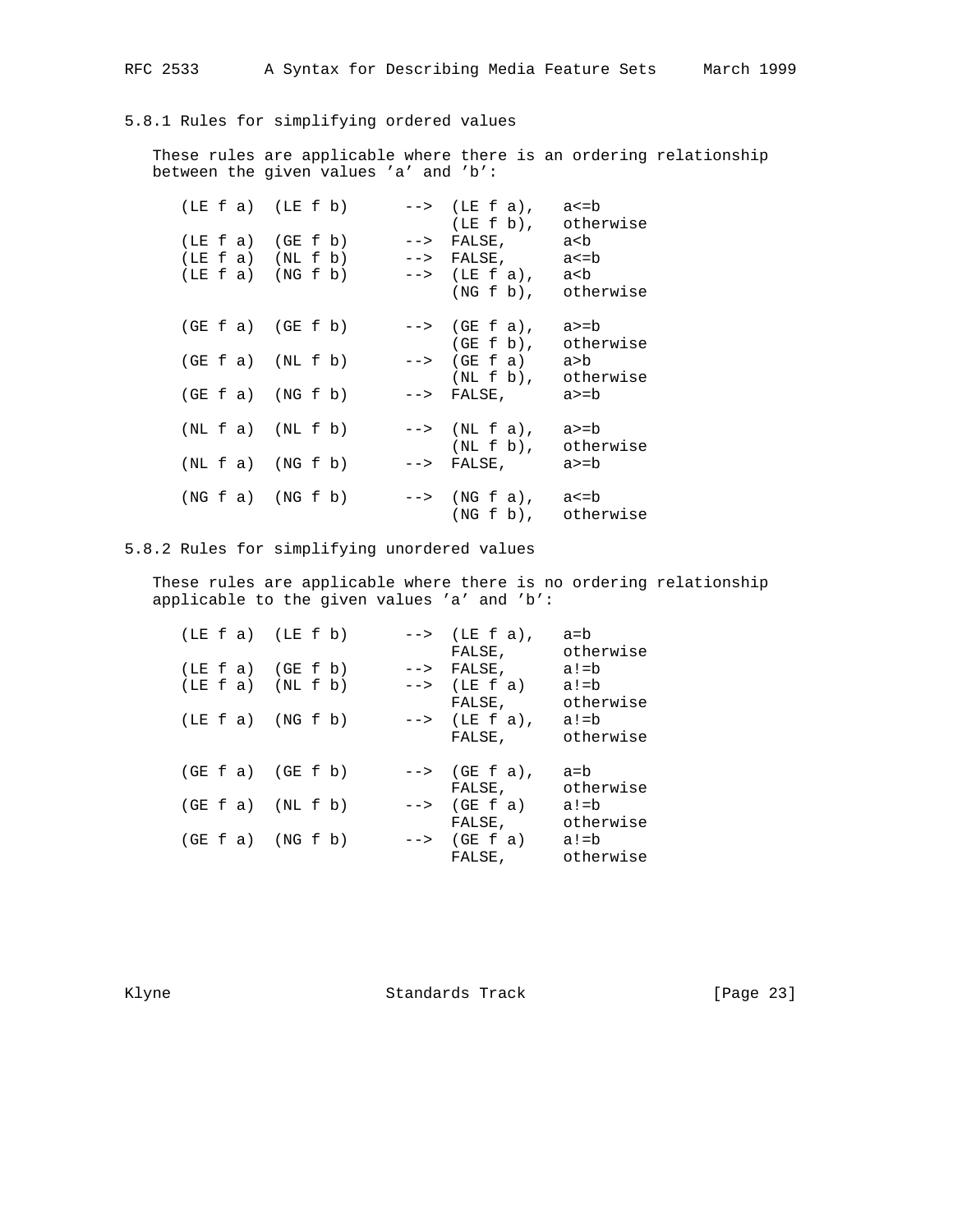### 5.8.1 Rules for simplifying ordered values

These rules are applicable where there is an ordering relationship between the given values 'a' and 'b':

```
(LE f a)  (LE f b)      -->  (LE f a),   a<=b
                             (LE f b),   otherwise
(LE f a)  (GE f b)      -->  FALSE,      a<b
(LE f a)  (NL f b)      -->  FALSE,      a<=b
(LE f a)  (NG f b)      -->  (LE f a),   a<b
                             (NG f b),   otherwise

(GE f a)  (GE f b)      -->  (GE f a),   a>=b
                             (GE f b),   otherwise
(GE f a)  (NL f b)      -->  (GE f a)    a>b
                             (NL f b),   otherwise
(GE f a)  (NG f b)      -->  FALSE,      a>=b

(NL f a)  (NL f b)      -->  (NL f a),   a>=b
                             (NL f b),   otherwise
(NL f a)  (NG f b)      -->  FALSE,      a>=b

(NG f a)  (NG f b)      -->  (NG f a),   a<=b
                             (NG f b),   otherwise
```

### 5.8.2 Rules for simplifying unordered values

These rules are applicable where there is no ordering relationship applicable to the given values 'a' and 'b':

```
(LE f a)  (LE f b)      -->  (LE f a),   a=b
                             FALSE,      otherwise
(LE f a)  (GE f b)      -->  FALSE,      a!=b
(LE f a)  (NL f b)      -->  (LE f a)    a!=b
                             FALSE,      otherwise
(LE f a)  (NG f b)      -->  (LE f a),   a!=b
                             FALSE,      otherwise

(GE f a)  (GE f b)      -->  (GE f a),   a=b
                             FALSE,      otherwise
(GE f a)  (NL f b)      -->  (GE f a)    a!=b
                             FALSE,      otherwise
(GE f a)  (NG f b)      -->  (GE f a)    a!=b
                             FALSE,      otherwise
```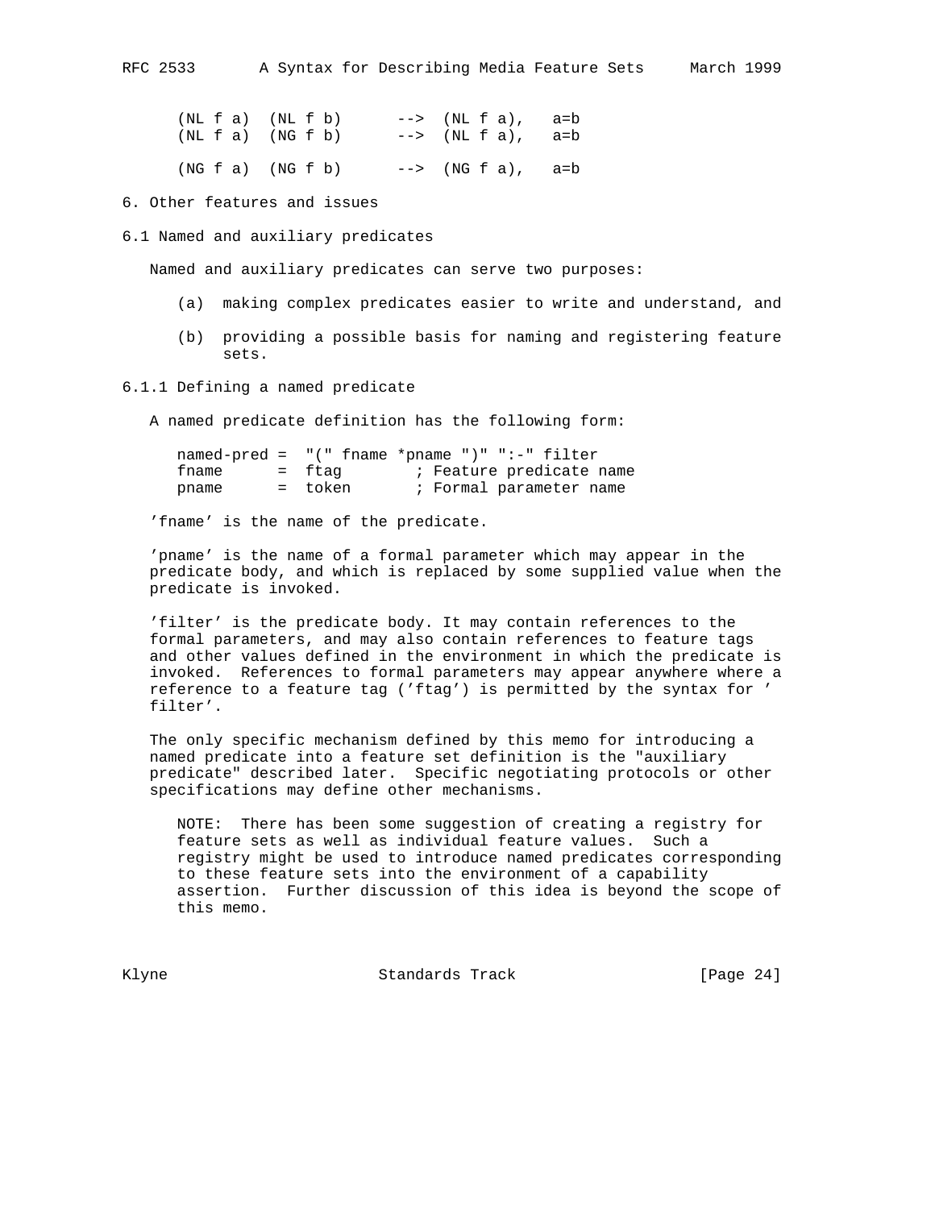```
(NL f a)  (NL f b)      -->  (NL f a),   a=b
(NL f a)  (NG f b)      -->  (NL f a),   a=b

(NG f a)  (NG f b)      -->  (NG f a),   a=b
```

## 6. Other features and issues

### 6.1 Named and auxiliary predicates

Named and auxiliary predicates can serve two purposes:

(a) making complex predicates easier to write and understand, and

(b) providing a possible basis for naming and registering feature sets.

#### 6.1.1 Defining a named predicate

A named predicate definition has the following form:

```
named-pred =  "(" fname *pname ")" ":-" filter
fname      =  ftag        ; Feature predicate name
pname      =  token       ; Formal parameter name
```

'fname' is the name of the predicate.

'pname' is the name of a formal parameter which may appear in the predicate body, and which is replaced by some supplied value when the predicate is invoked.

'filter' is the predicate body. It may contain references to the formal parameters, and may also contain references to feature tags and other values defined in the environment in which the predicate is invoked. References to formal parameters may appear anywhere where a reference to a feature tag ('ftag') is permitted by the syntax for 'filter'.

The only specific mechanism defined by this memo for introducing a named predicate into a feature set definition is the "auxiliary predicate" described later. Specific negotiating protocols or other specifications may define other mechanisms.

NOTE: There has been some suggestion of creating a registry for feature sets as well as individual feature values. Such a registry might be used to introduce named predicates corresponding to these feature sets into the environment of a capability assertion. Further discussion of this idea is beyond the scope of this memo.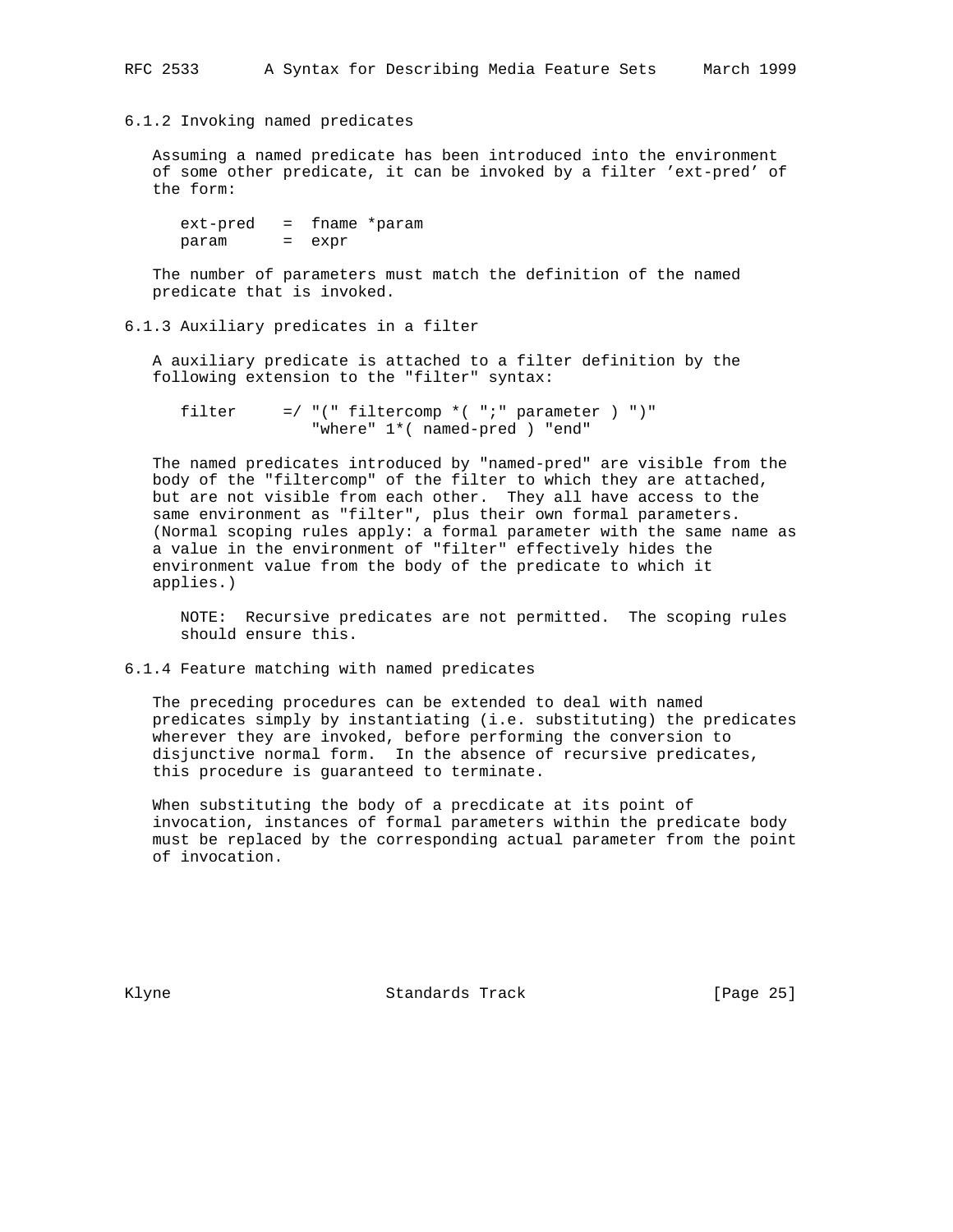### 6.1.2 Invoking named predicates

Assuming a named predicate has been introduced into the environment of some other predicate, it can be invoked by a filter 'ext-pred' of the form:

```
ext-pred   =  fname *param
param      =  expr
```

The number of parameters must match the definition of the named predicate that is invoked.

### 6.1.3 Auxiliary predicates in a filter

A auxiliary predicate is attached to a filter definition by the following extension to the "filter" syntax:

```
filter     =/ "(" filtercomp *( ";" parameter ) ")"
                 "where" 1*( named-pred ) "end"
```

The named predicates introduced by "named-pred" are visible from the body of the "filtercomp" of the filter to which they are attached, but are not visible from each other. They all have access to the same environment as "filter", plus their own formal parameters. (Normal scoping rules apply: a formal parameter with the same name as a value in the environment of "filter" effectively hides the environment value from the body of the predicate to which it applies.)

NOTE: Recursive predicates are not permitted. The scoping rules should ensure this.

### 6.1.4 Feature matching with named predicates

The preceding procedures can be extended to deal with named predicates simply by instantiating (i.e. substituting) the predicates wherever they are invoked, before performing the conversion to disjunctive normal form. In the absence of recursive predicates, this procedure is guaranteed to terminate.

When substituting the body of a precdicate at its point of invocation, instances of formal parameters within the predicate body must be replaced by the corresponding actual parameter from the point of invocation.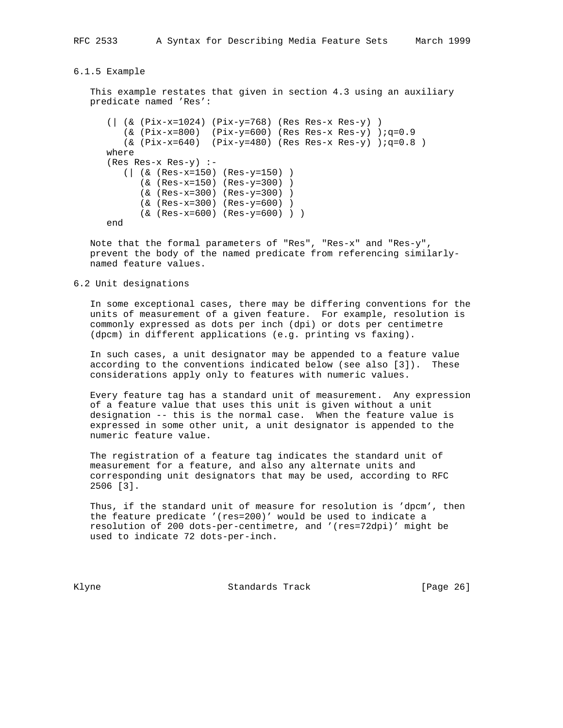### 6.1.5 Example

This example restates that given in section 4.3 using an auxiliary predicate named 'Res':

```
(| (& (Pix-x=1024) (Pix-y=768) (Res Res-x Res-y) )
   (& (Pix-x=800)  (Pix-y=600) (Res Res-x Res-y) );q=0.9
   (& (Pix-x=640)  (Pix-y=480) (Res Res-x Res-y) );q=0.8 )
where
(Res Res-x Res-y) :-
   (| (& (Res-x=150) (Res-y=150) )
      (& (Res-x=150) (Res-y=300) )
      (& (Res-x=300) (Res-y=300) )
      (& (Res-x=300) (Res-y=600) )
      (& (Res-x=600) (Res-y=600) ) )
end
```

Note that the formal parameters of "Res", "Res-x" and "Res-y", prevent the body of the named predicate from referencing similarly-named feature values.

## 6.2 Unit designations

In some exceptional cases, there may be differing conventions for the units of measurement of a given feature. For example, resolution is commonly expressed as dots per inch (dpi) or dots per centimetre (dpcm) in different applications (e.g. printing vs faxing).

In such cases, a unit designator may be appended to a feature value according to the conventions indicated below (see also [3]). These considerations apply only to features with numeric values.

Every feature tag has a standard unit of measurement. Any expression of a feature value that uses this unit is given without a unit designation -- this is the normal case. When the feature value is expressed in some other unit, a unit designator is appended to the numeric feature value.

The registration of a feature tag indicates the standard unit of measurement for a feature, and also any alternate units and corresponding unit designators that may be used, according to RFC 2506 [3].

Thus, if the standard unit of measure for resolution is 'dpcm', then the feature predicate '(res=200)' would be used to indicate a resolution of 200 dots-per-centimetre, and '(res=72dpi)' might be used to indicate 72 dots-per-inch.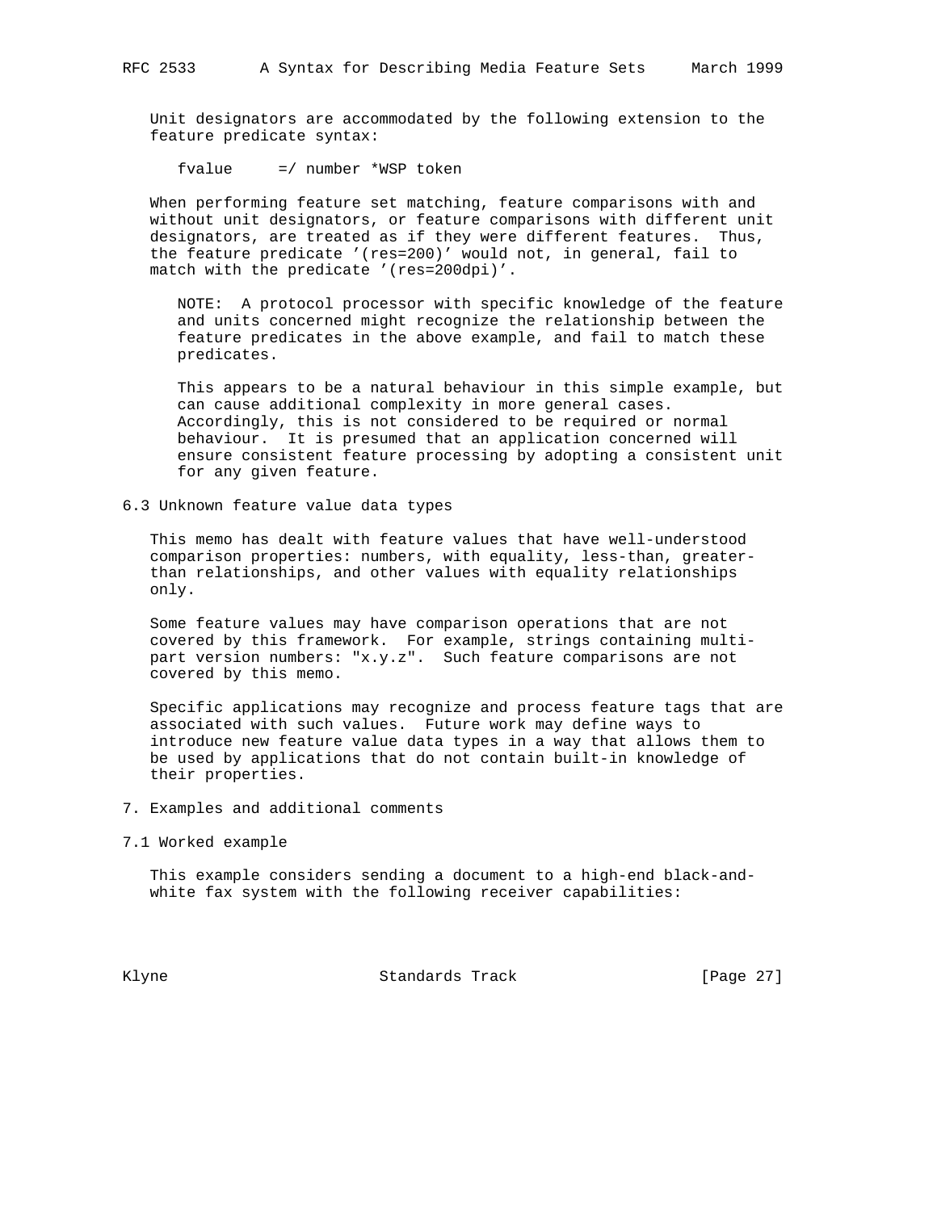Unit designators are accommodated by the following extension to the feature predicate syntax:

```
fvalue     =/ number *WSP token
```

When performing feature set matching, feature comparisons with and without unit designators, or feature comparisons with different unit designators, are treated as if they were different features. Thus, the feature predicate '(res=200)' would not, in general, fail to match with the predicate '(res=200dpi)'.

> NOTE: A protocol processor with specific knowledge of the feature and units concerned might recognize the relationship between the feature predicates in the above example, and fail to match these predicates.
>
> This appears to be a natural behaviour in this simple example, but can cause additional complexity in more general cases. Accordingly, this is not considered to be required or normal behaviour. It is presumed that an application concerned will ensure consistent feature processing by adopting a consistent unit for any given feature.

### 6.3 Unknown feature value data types

This memo has dealt with feature values that have well-understood comparison properties: numbers, with equality, less-than, greater-than relationships, and other values with equality relationships only.

Some feature values may have comparison operations that are not covered by this framework. For example, strings containing multi-part version numbers: "x.y.z". Such feature comparisons are not covered by this memo.

Specific applications may recognize and process feature tags that are associated with such values. Future work may define ways to introduce new feature value data types in a way that allows them to be used by applications that do not contain built-in knowledge of their properties.

## 7. Examples and additional comments

### 7.1 Worked example

This example considers sending a document to a high-end black-and-white fax system with the following receiver capabilities: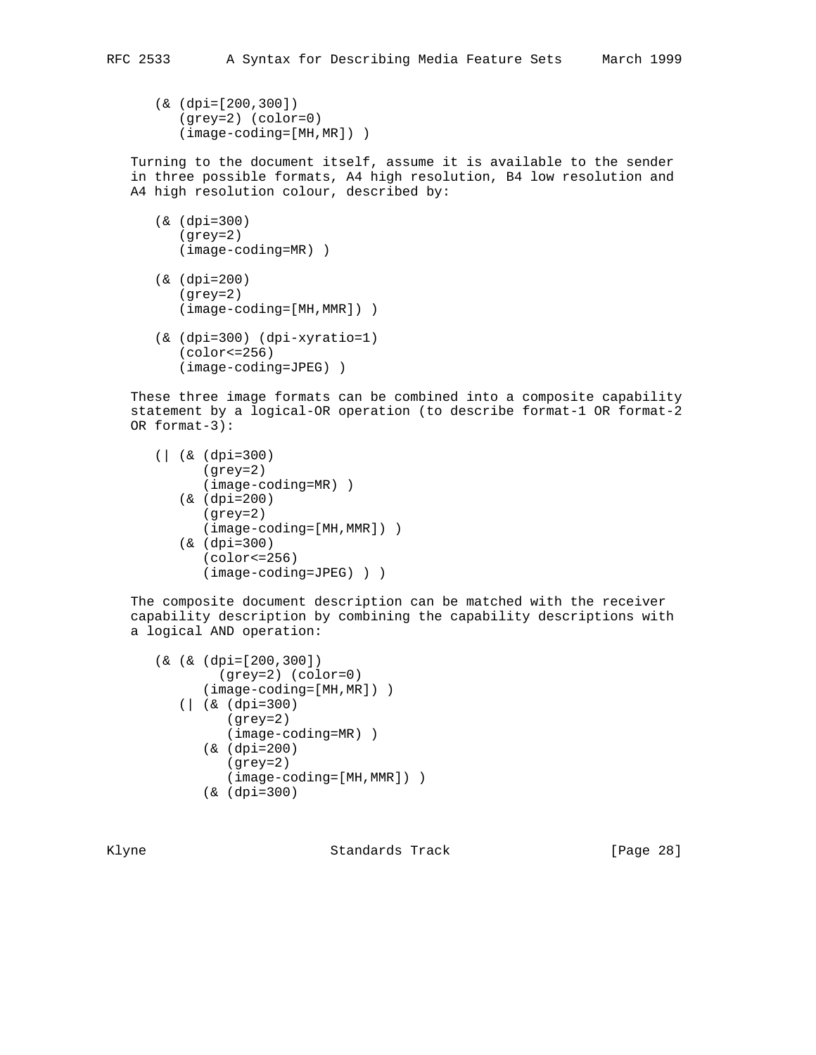```
(& (dpi=[200,300])
   (grey=2) (color=0)
   (image-coding=[MH,MR]) )
```

Turning to the document itself, assume it is available to the sender in three possible formats, A4 high resolution, B4 low resolution and A4 high resolution colour, described by:

```
(& (dpi=300)
   (grey=2)
   (image-coding=MR) )

(& (dpi=200)
   (grey=2)
   (image-coding=[MH,MMR]) )

(& (dpi=300) (dpi-xyratio=1)
   (color<=256)
   (image-coding=JPEG) )
```

These three image formats can be combined into a composite capability statement by a logical-OR operation (to describe format-1 OR format-2 OR format-3):

```
(| (& (dpi=300)
      (grey=2)
      (image-coding=MR) )
   (& (dpi=200)
      (grey=2)
      (image-coding=[MH,MMR]) )
   (& (dpi=300)
      (color<=256)
      (image-coding=JPEG) ) )
```

The composite document description can be matched with the receiver capability description by combining the capability descriptions with a logical AND operation:

```
(& (& (dpi=[200,300])
        (grey=2) (color=0)
      (image-coding=[MH,MR]) )
   (| (& (dpi=300)
         (grey=2)
         (image-coding=MR) )
      (& (dpi=200)
         (grey=2)
         (image-coding=[MH,MMR]) )
      (& (dpi=300)
```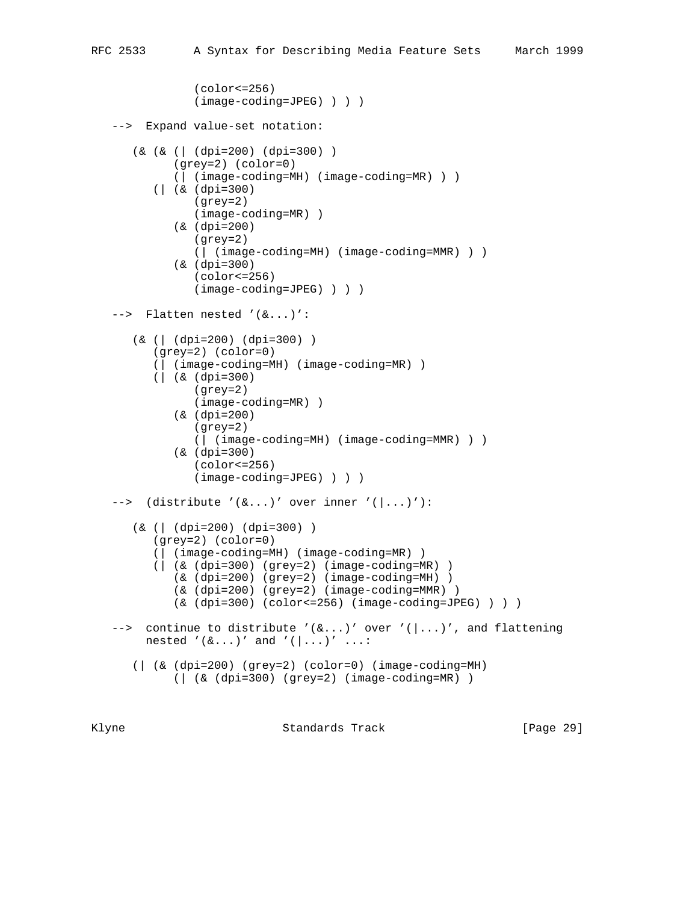```
               (color<=256)
               (image-coding=JPEG) ) ) )
```

-->  Expand value-set notation:

```
      (& (& (| (dpi=200) (dpi=300) )
            (grey=2) (color=0)
            (| (image-coding=MH) (image-coding=MR) ) )
         (| (& (dpi=300)
               (grey=2)
               (image-coding=MR) )
            (& (dpi=200)
               (grey=2)
               (| (image-coding=MH) (image-coding=MMR) ) )
            (& (dpi=300)
               (color<=256)
               (image-coding=JPEG) ) ) )
```

-->  Flatten nested '(&...)':

```
      (& (| (dpi=200) (dpi=300) )
         (grey=2) (color=0)
         (| (image-coding=MH) (image-coding=MR) )
         (| (& (dpi=300)
               (grey=2)
               (image-coding=MR) )
            (& (dpi=200)
               (grey=2)
               (| (image-coding=MH) (image-coding=MMR) ) )
            (& (dpi=300)
               (color<=256)
               (image-coding=JPEG) ) ) )
```

-->  (distribute '(&...)' over inner '(|...)'):

```
      (& (| (dpi=200) (dpi=300) )
         (grey=2) (color=0)
         (| (image-coding=MH) (image-coding=MR) )
         (| (& (dpi=300) (grey=2) (image-coding=MR) )
            (& (dpi=200) (grey=2) (image-coding=MH) )
            (& (dpi=200) (grey=2) (image-coding=MMR) )
            (& (dpi=300) (color<=256) (image-coding=JPEG) ) ) )
```

-->  continue to distribute '(&...)' over '(|...)', and flattening nested '(&...)' and '(|...)' ...:

```
      (| (& (dpi=200) (grey=2) (color=0) (image-coding=MH)
            (| (& (dpi=300) (grey=2) (image-coding=MR) )
```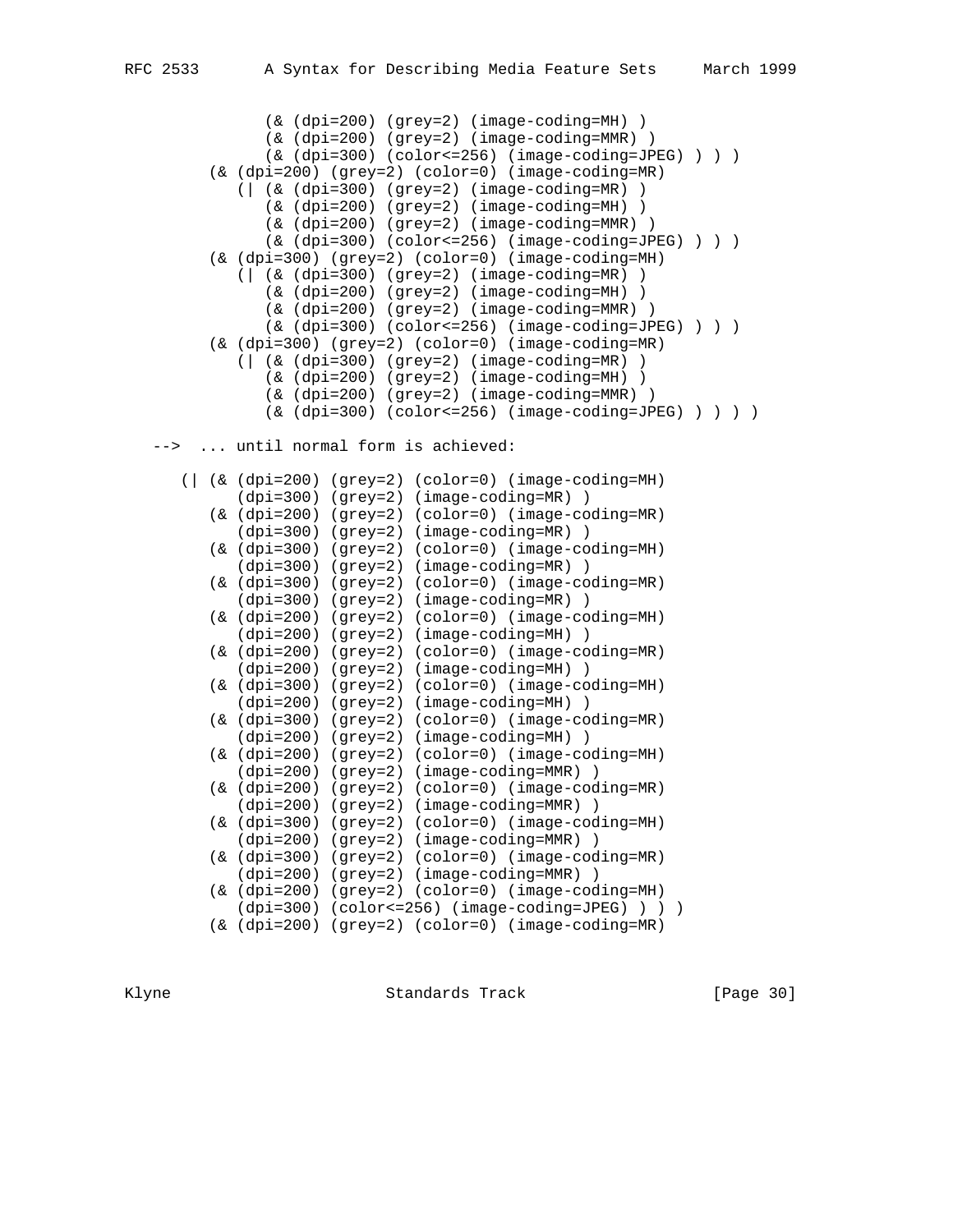```
            (& (dpi=200) (grey=2) (image-coding=MH) )
            (& (dpi=200) (grey=2) (image-coding=MMR) )
            (& (dpi=300) (color<=256) (image-coding=JPEG) ) ) )
      (& (dpi=200) (grey=2) (color=0) (image-coding=MR)
         (| (& (dpi=300) (grey=2) (image-coding=MR) )
            (& (dpi=200) (grey=2) (image-coding=MH) )
            (& (dpi=200) (grey=2) (image-coding=MMR) )
            (& (dpi=300) (color<=256) (image-coding=JPEG) ) ) )
      (& (dpi=300) (grey=2) (color=0) (image-coding=MH)
         (| (& (dpi=300) (grey=2) (image-coding=MR) )
            (& (dpi=200) (grey=2) (image-coding=MH) )
            (& (dpi=200) (grey=2) (image-coding=MMR) )
            (& (dpi=300) (color<=256) (image-coding=JPEG) ) ) )
      (& (dpi=300) (grey=2) (color=0) (image-coding=MR)
         (| (& (dpi=300) (grey=2) (image-coding=MR) )
            (& (dpi=200) (grey=2) (image-coding=MH) )
            (& (dpi=200) (grey=2) (image-coding=MMR) )
            (& (dpi=300) (color<=256) (image-coding=JPEG) ) ) ) )

   -->  ... until normal form is achieved:

     (| (& (dpi=200) (grey=2) (color=0) (image-coding=MH)
           (dpi=300) (grey=2) (image-coding=MR) )
        (& (dpi=200) (grey=2) (color=0) (image-coding=MR)
           (dpi=300) (grey=2) (image-coding=MR) )
        (& (dpi=300) (grey=2) (color=0) (image-coding=MH)
           (dpi=300) (grey=2) (image-coding=MR) )
        (& (dpi=300) (grey=2) (color=0) (image-coding=MR)
           (dpi=300) (grey=2) (image-coding=MR) )
        (& (dpi=200) (grey=2) (color=0) (image-coding=MH)
           (dpi=200) (grey=2) (image-coding=MH) )
        (& (dpi=200) (grey=2) (color=0) (image-coding=MR)
           (dpi=200) (grey=2) (image-coding=MH) )
        (& (dpi=300) (grey=2) (color=0) (image-coding=MH)
           (dpi=200) (grey=2) (image-coding=MH) )
        (& (dpi=300) (grey=2) (color=0) (image-coding=MR)
           (dpi=200) (grey=2) (image-coding=MH) )
        (& (dpi=200) (grey=2) (color=0) (image-coding=MH)
           (dpi=200) (grey=2) (image-coding=MMR) )
        (& (dpi=200) (grey=2) (color=0) (image-coding=MR)
           (dpi=200) (grey=2) (image-coding=MMR) )
        (& (dpi=300) (grey=2) (color=0) (image-coding=MH)
           (dpi=200) (grey=2) (image-coding=MMR) )
        (& (dpi=300) (grey=2) (color=0) (image-coding=MR)
           (dpi=200) (grey=2) (image-coding=MMR) )
        (& (dpi=200) (grey=2) (color=0) (image-coding=MH)
           (dpi=300) (color<=256) (image-coding=JPEG) ) ) )
        (& (dpi=200) (grey=2) (color=0) (image-coding=MR)
```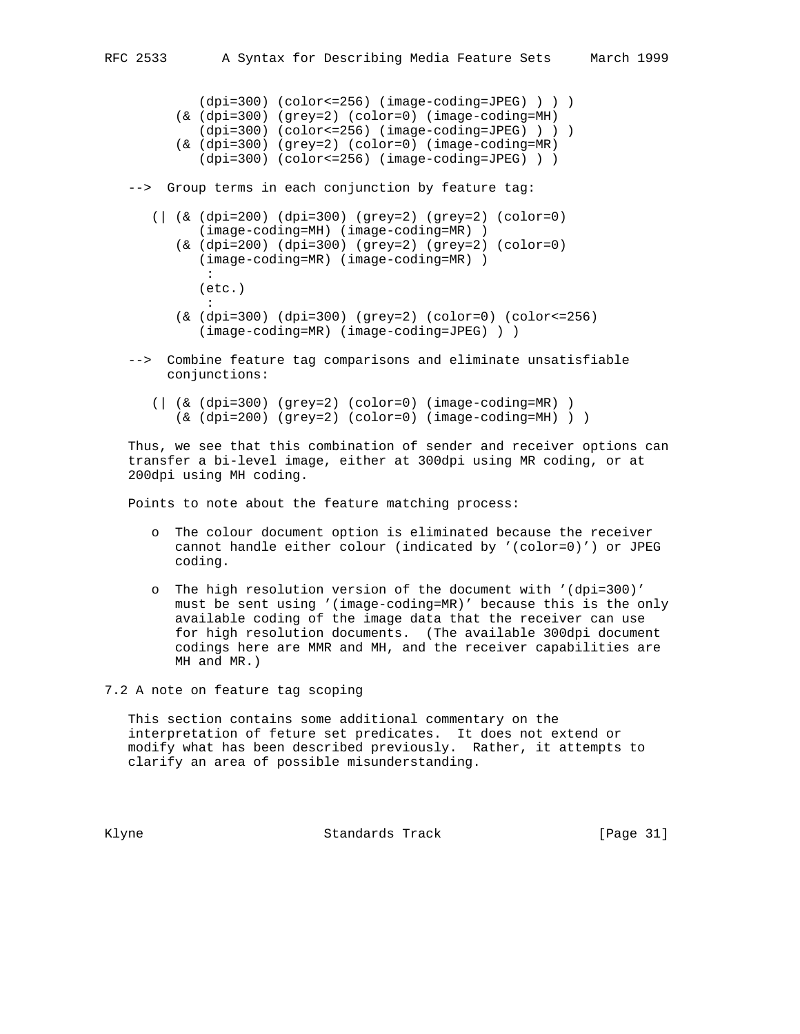```
          (dpi=300) (color<=256) (image-coding=JPEG) ) ) )
       (& (dpi=300) (grey=2) (color=0) (image-coding=MH)
          (dpi=300) (color<=256) (image-coding=JPEG) ) ) )
       (& (dpi=300) (grey=2) (color=0) (image-coding=MR)
          (dpi=300) (color<=256) (image-coding=JPEG) ) )
```

--> Group terms in each conjunction by feature tag:

```
    (| (& (dpi=200) (dpi=300) (grey=2) (grey=2) (color=0)
          (image-coding=MH) (image-coding=MR) )
       (& (dpi=200) (dpi=300) (grey=2) (grey=2) (color=0)
          (image-coding=MR) (image-coding=MR) )
           :
          (etc.)
           :
       (& (dpi=300) (dpi=300) (grey=2) (color=0) (color<=256)
          (image-coding=MR) (image-coding=JPEG) ) )
```

--> Combine feature tag comparisons and eliminate unsatisfiable conjunctions:

```
    (| (& (dpi=300) (grey=2) (color=0) (image-coding=MR) )
       (& (dpi=200) (grey=2) (color=0) (image-coding=MH) ) )
```

Thus, we see that this combination of sender and receiver options can transfer a bi-level image, either at 300dpi using MR coding, or at 200dpi using MH coding.

Points to note about the feature matching process:

- o The colour document option is eliminated because the receiver cannot handle either colour (indicated by '(color=0)') or JPEG coding.
- o The high resolution version of the document with '(dpi=300)' must be sent using '(image-coding=MR)' because this is the only available coding of the image data that the receiver can use for high resolution documents. (The available 300dpi document codings here are MMR and MH, and the receiver capabilities are MH and MR.)

## 7.2 A note on feature tag scoping

This section contains some additional commentary on the interpretation of feture set predicates. It does not extend or modify what has been described previously. Rather, it attempts to clarify an area of possible misunderstanding.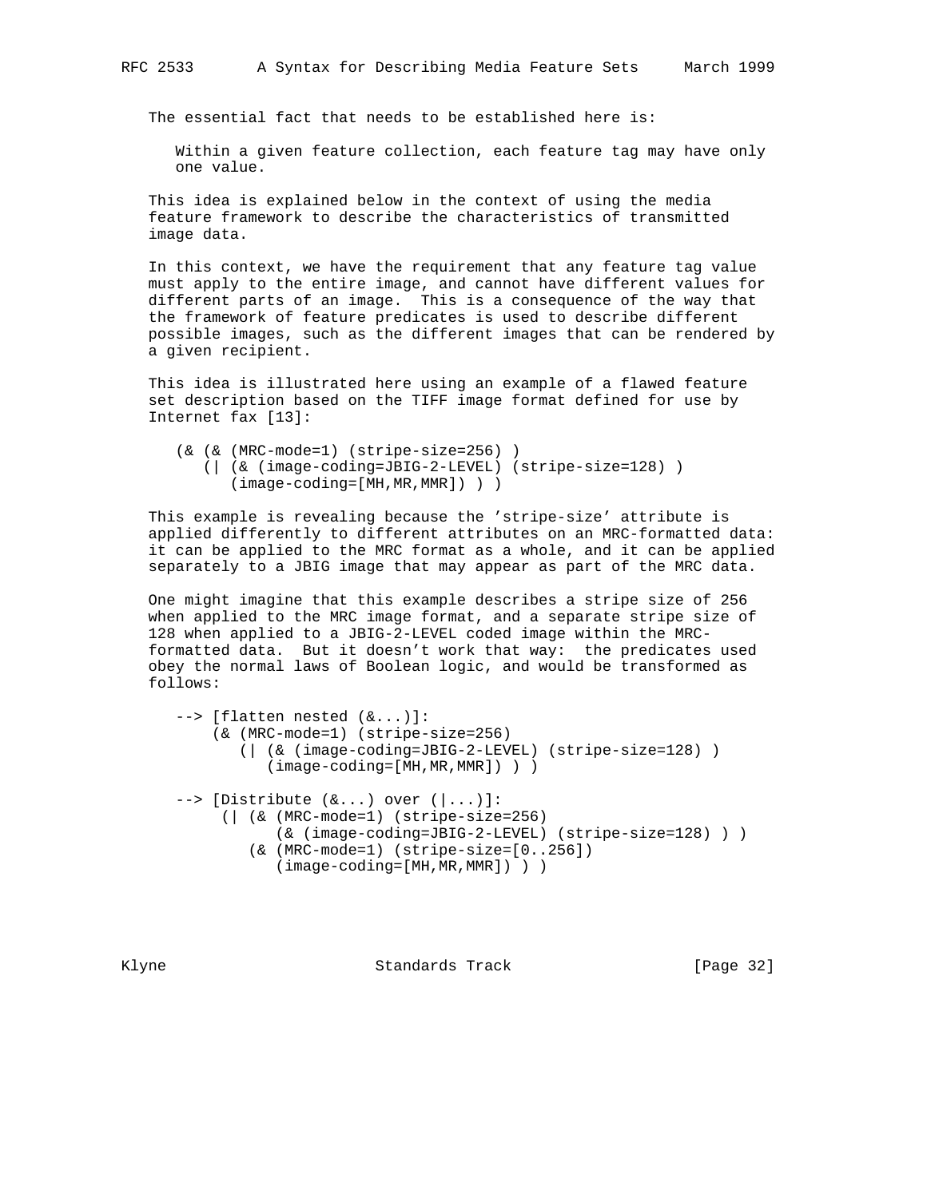The essential fact that needs to be established here is:

> Within a given feature collection, each feature tag may have only one value.

This idea is explained below in the context of using the media feature framework to describe the characteristics of transmitted image data.

In this context, we have the requirement that any feature tag value must apply to the entire image, and cannot have different values for different parts of an image. This is a consequence of the way that the framework of feature predicates is used to describe different possible images, such as the different images that can be rendered by a given recipient.

This idea is illustrated here using an example of a flawed feature set description based on the TIFF image format defined for use by Internet fax [13]:

```
(& (& (MRC-mode=1) (stripe-size=256) )
   (| (& (image-coding=JBIG-2-LEVEL) (stripe-size=128) )
      (image-coding=[MH,MR,MMR]) ) )
```

This example is revealing because the 'stripe-size' attribute is applied differently to different attributes on an MRC-formatted data: it can be applied to the MRC format as a whole, and it can be applied separately to a JBIG image that may appear as part of the MRC data.

One might imagine that this example describes a stripe size of 256 when applied to the MRC image format, and a separate stripe size of 128 when applied to a JBIG-2-LEVEL coded image within the MRC-formatted data. But it doesn't work that way: the predicates used obey the normal laws of Boolean logic, and would be transformed as follows:

```
--> [flatten nested (&...)]:
    (& (MRC-mode=1) (stripe-size=256)
       (| (& (image-coding=JBIG-2-LEVEL) (stripe-size=128) )
          (image-coding=[MH,MR,MMR]) ) )

--> [Distribute (&...) over (|...)]:
     (| (& (MRC-mode=1) (stripe-size=256)
           (& (image-coding=JBIG-2-LEVEL) (stripe-size=128) ) )
        (& (MRC-mode=1) (stripe-size=[0..256])
           (image-coding=[MH,MR,MMR]) ) )
```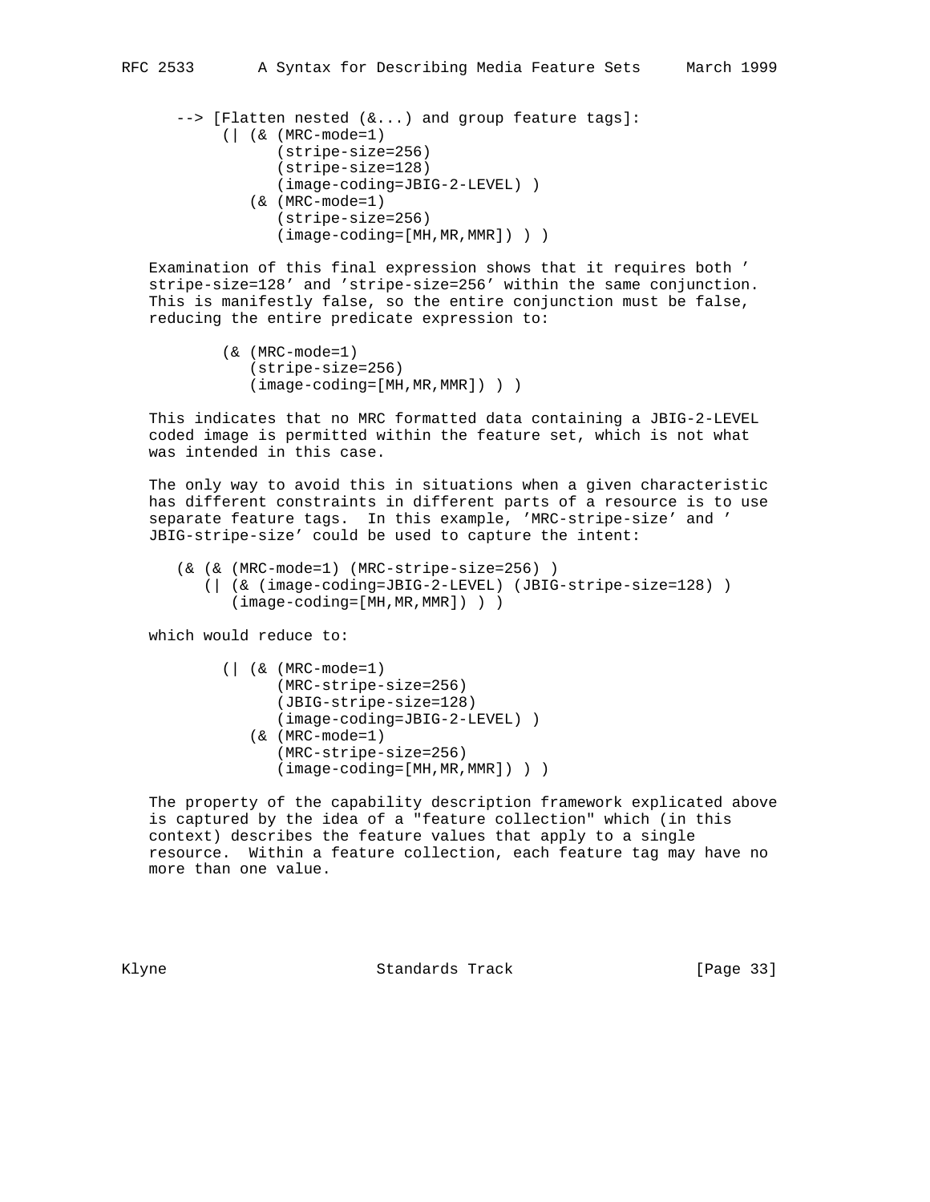```
--> [Flatten nested (&...) and group feature tags]:
     (| (& (MRC-mode=1)
           (stripe-size=256)
           (stripe-size=128)
           (image-coding=JBIG-2-LEVEL) )
        (& (MRC-mode=1)
           (stripe-size=256)
           (image-coding=[MH,MR,MMR]) ) )
```

Examination of this final expression shows that it requires both 'stripe-size=128' and 'stripe-size=256' within the same conjunction. This is manifestly false, so the entire conjunction must be false, reducing the entire predicate expression to:

```
     (& (MRC-mode=1)
        (stripe-size=256)
        (image-coding=[MH,MR,MMR]) ) )
```

This indicates that no MRC formatted data containing a JBIG-2-LEVEL coded image is permitted within the feature set, which is not what was intended in this case.

The only way to avoid this in situations when a given characteristic has different constraints in different parts of a resource is to use separate feature tags. In this example, 'MRC-stripe-size' and 'JBIG-stripe-size' could be used to capture the intent:

```
(& (& (MRC-mode=1) (MRC-stripe-size=256) )
   (| (& (image-coding=JBIG-2-LEVEL) (JBIG-stripe-size=128) )
      (image-coding=[MH,MR,MMR]) ) )
```

which would reduce to:

```
     (| (& (MRC-mode=1)
           (MRC-stripe-size=256)
           (JBIG-stripe-size=128)
           (image-coding=JBIG-2-LEVEL) )
        (& (MRC-mode=1)
           (MRC-stripe-size=256)
           (image-coding=[MH,MR,MMR]) ) )
```

The property of the capability description framework explicated above is captured by the idea of a "feature collection" which (in this context) describes the feature values that apply to a single resource. Within a feature collection, each feature tag may have no more than one value.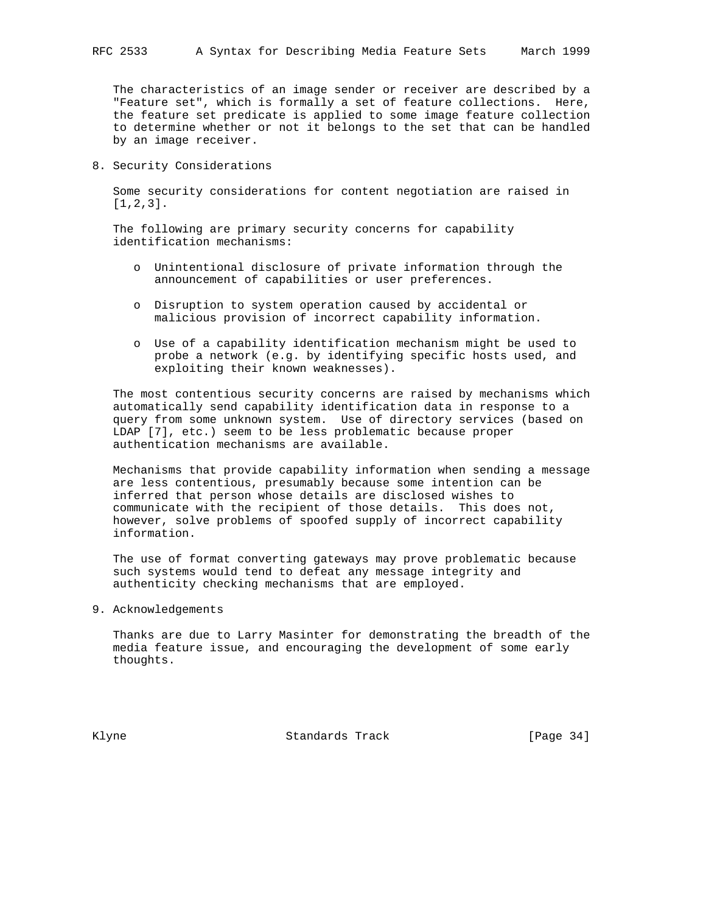The characteristics of an image sender or receiver are described by a "Feature set", which is formally a set of feature collections. Here, the feature set predicate is applied to some image feature collection to determine whether or not it belongs to the set that can be handled by an image receiver.

## 8. Security Considerations

Some security considerations for content negotiation are raised in [1,2,3].

The following are primary security concerns for capability identification mechanisms:

- Unintentional disclosure of private information through the announcement of capabilities or user preferences.
- Disruption to system operation caused by accidental or malicious provision of incorrect capability information.
- Use of a capability identification mechanism might be used to probe a network (e.g. by identifying specific hosts used, and exploiting their known weaknesses).

The most contentious security concerns are raised by mechanisms which automatically send capability identification data in response to a query from some unknown system. Use of directory services (based on LDAP [7], etc.) seem to be less problematic because proper authentication mechanisms are available.

Mechanisms that provide capability information when sending a message are less contentious, presumably because some intention can be inferred that person whose details are disclosed wishes to communicate with the recipient of those details. This does not, however, solve problems of spoofed supply of incorrect capability information.

The use of format converting gateways may prove problematic because such systems would tend to defeat any message integrity and authenticity checking mechanisms that are employed.

## 9. Acknowledgements

Thanks are due to Larry Masinter for demonstrating the breadth of the media feature issue, and encouraging the development of some early thoughts.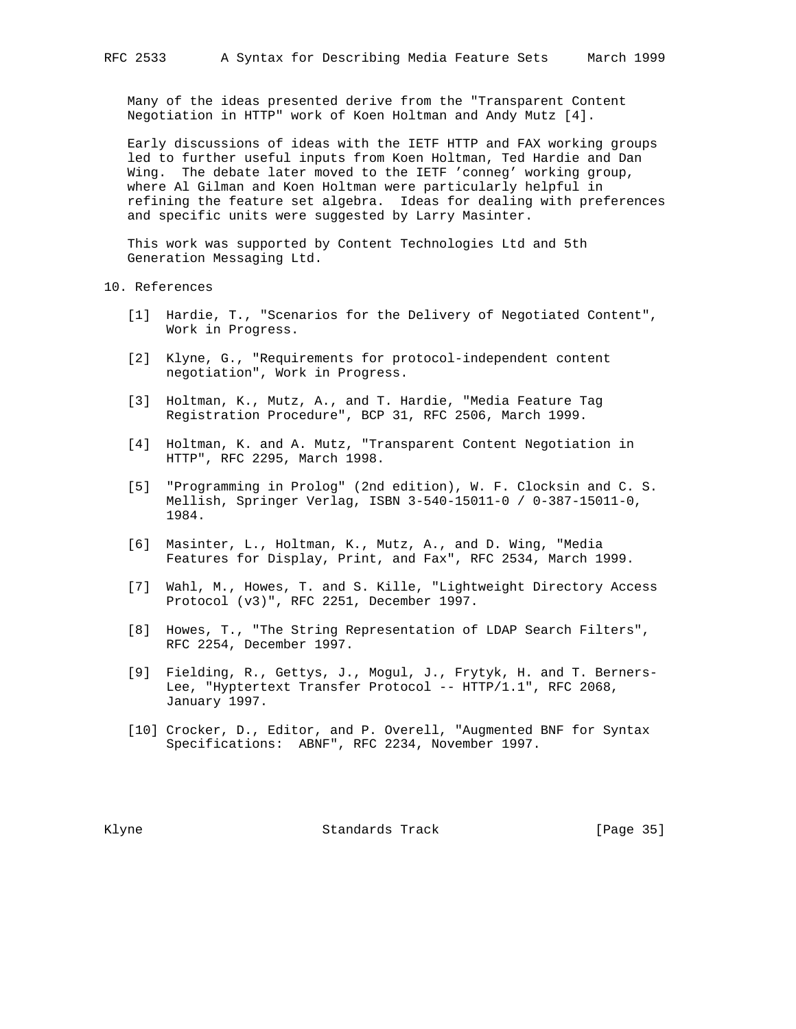Many of the ideas presented derive from the "Transparent Content Negotiation in HTTP" work of Koen Holtman and Andy Mutz [4].

Early discussions of ideas with the IETF HTTP and FAX working groups led to further useful inputs from Koen Holtman, Ted Hardie and Dan Wing. The debate later moved to the IETF 'conneg' working group, where Al Gilman and Koen Holtman were particularly helpful in refining the feature set algebra. Ideas for dealing with preferences and specific units were suggested by Larry Masinter.

This work was supported by Content Technologies Ltd and 5th Generation Messaging Ltd.

## 10. References

[1] Hardie, T., "Scenarios for the Delivery of Negotiated Content", Work in Progress.

[2] Klyne, G., "Requirements for protocol-independent content negotiation", Work in Progress.

[3] Holtman, K., Mutz, A., and T. Hardie, "Media Feature Tag Registration Procedure", BCP 31, RFC 2506, March 1999.

[4] Holtman, K. and A. Mutz, "Transparent Content Negotiation in HTTP", RFC 2295, March 1998.

[5] "Programming in Prolog" (2nd edition), W. F. Clocksin and C. S. Mellish, Springer Verlag, ISBN 3-540-15011-0 / 0-387-15011-0, 1984.

[6] Masinter, L., Holtman, K., Mutz, A., and D. Wing, "Media Features for Display, Print, and Fax", RFC 2534, March 1999.

[7] Wahl, M., Howes, T. and S. Kille, "Lightweight Directory Access Protocol (v3)", RFC 2251, December 1997.

[8] Howes, T., "The String Representation of LDAP Search Filters", RFC 2254, December 1997.

[9] Fielding, R., Gettys, J., Mogul, J., Frytyk, H. and T. Berners-Lee, "Hyptertext Transfer Protocol -- HTTP/1.1", RFC 2068, January 1997.

[10] Crocker, D., Editor, and P. Overell, "Augmented BNF for Syntax Specifications: ABNF", RFC 2234, November 1997.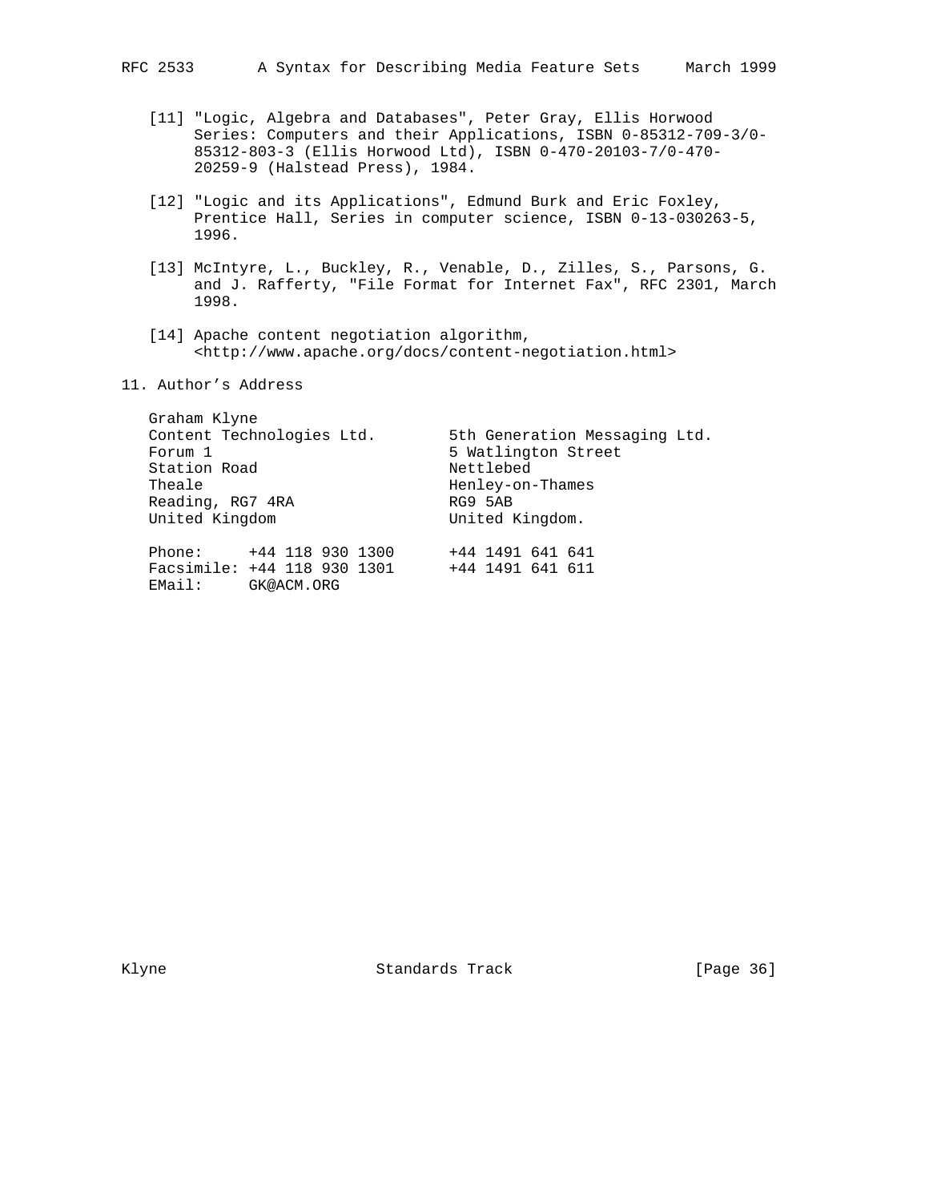[11] "Logic, Algebra and Databases", Peter Gray, Ellis Horwood Series: Computers and their Applications, ISBN 0-85312-709-3/0-85312-803-3 (Ellis Horwood Ltd), ISBN 0-470-20103-7/0-470-20259-9 (Halstead Press), 1984.

[12] "Logic and its Applications", Edmund Burk and Eric Foxley, Prentice Hall, Series in computer science, ISBN 0-13-030263-5, 1996.

[13] McIntyre, L., Buckley, R., Venable, D., Zilles, S., Parsons, G. and J. Rafferty, "File Format for Internet Fax", RFC 2301, March 1998.

[14] Apache content negotiation algorithm, <http://www.apache.org/docs/content-negotiation.html>

## 11. Author's Address

```
Graham Klyne
Content Technologies Ltd.        5th Generation Messaging Ltd.
Forum 1                          5 Watlington Street
Station Road                     Nettlebed
Theale                           Henley-on-Thames
Reading, RG7 4RA                 RG9 5AB
United Kingdom                   United Kingdom.

Phone:     +44 118 930 1300      +44 1491 641 641
Facsimile: +44 118 930 1301      +44 1491 641 611
EMail:     GK@ACM.ORG
```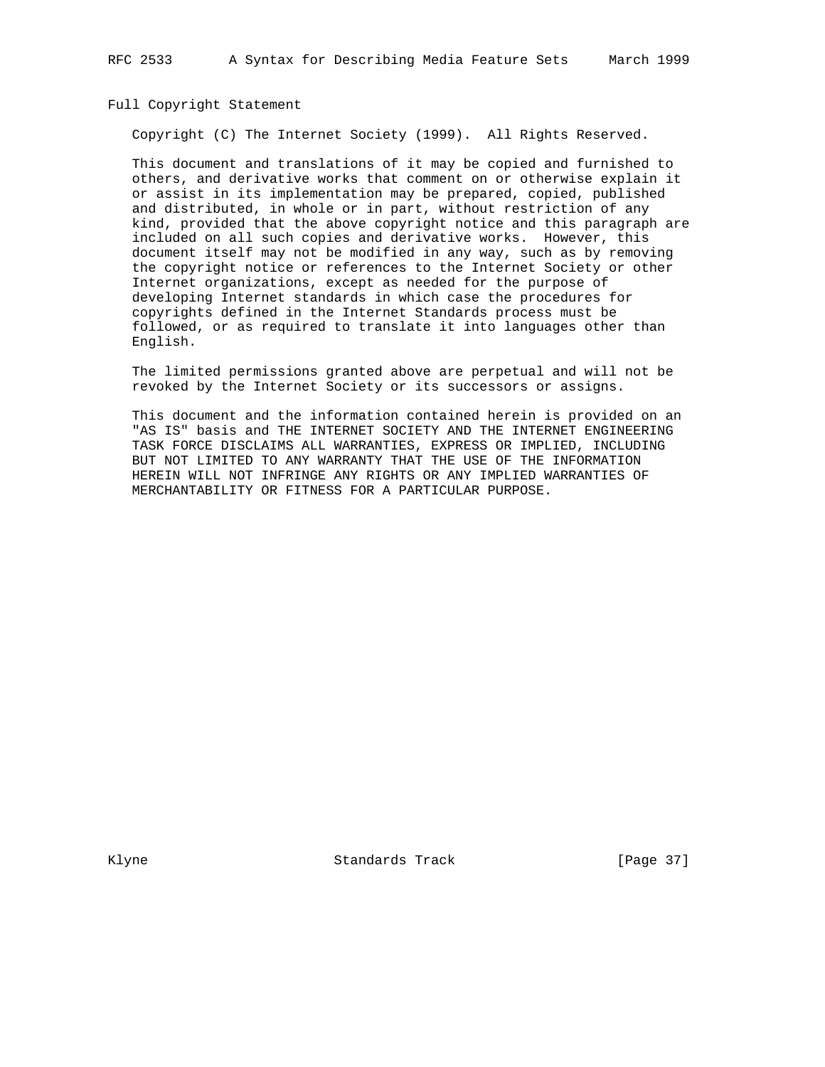## Full Copyright Statement

Copyright (C) The Internet Society (1999). All Rights Reserved.

This document and translations of it may be copied and furnished to others, and derivative works that comment on or otherwise explain it or assist in its implementation may be prepared, copied, published and distributed, in whole or in part, without restriction of any kind, provided that the above copyright notice and this paragraph are included on all such copies and derivative works. However, this document itself may not be modified in any way, such as by removing the copyright notice or references to the Internet Society or other Internet organizations, except as needed for the purpose of developing Internet standards in which case the procedures for copyrights defined in the Internet Standards process must be followed, or as required to translate it into languages other than English.

The limited permissions granted above are perpetual and will not be revoked by the Internet Society or its successors or assigns.

This document and the information contained herein is provided on an "AS IS" basis and THE INTERNET SOCIETY AND THE INTERNET ENGINEERING TASK FORCE DISCLAIMS ALL WARRANTIES, EXPRESS OR IMPLIED, INCLUDING BUT NOT LIMITED TO ANY WARRANTY THAT THE USE OF THE INFORMATION HEREIN WILL NOT INFRINGE ANY RIGHTS OR ANY IMPLIED WARRANTIES OF MERCHANTABILITY OR FITNESS FOR A PARTICULAR PURPOSE.